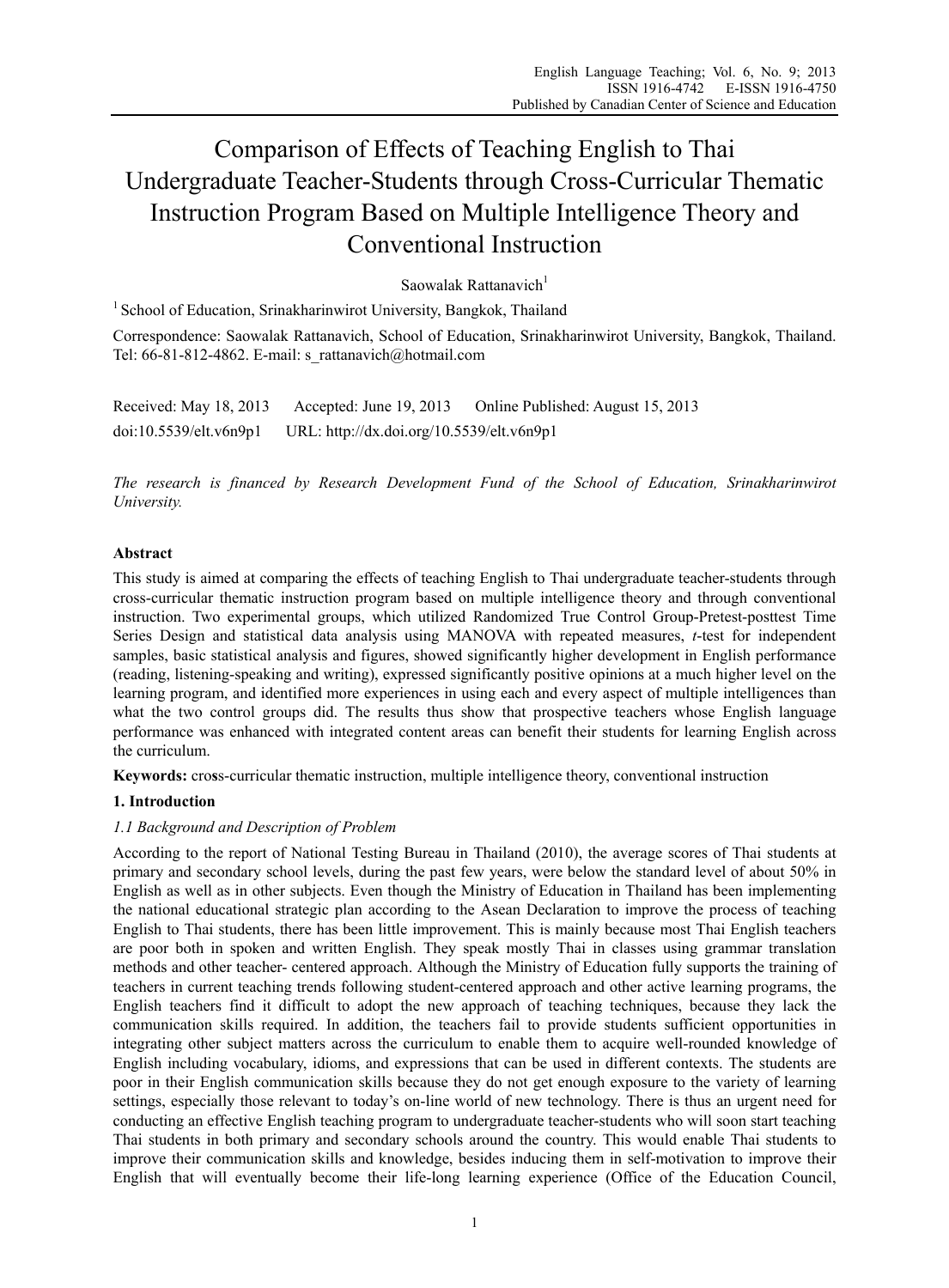# Comparison of Effects of Teaching English to Thai Undergraduate Teacher-Students through Cross-Curricular Thematic Instruction Program Based on Multiple Intelligence Theory and Conventional Instruction

Saowalak Rattanavich[1]

[1] School of Education, Srinakharinwirot University, Bangkok, Thailand

Correspondence: Saowalak Rattanavich, School of Education, Srinakharinwirot University, Bangkok, Thailand. Tel: 66-81-812-4862. E-mail: s_rattanavich@hotmail.com

Received: May 18, 2013 Accepted: June 19, 2013 Online Published: August 15, 2013

doi:10.5539/elt.v6n9p1 URL: http://dx.doi.org/10.5539/elt.v6n9p1

*The research is financed by Research Development Fund of the School of Education, Srinakharinwirot University.*

## Abstract

This study is aimed at comparing the effects of teaching English to Thai undergraduate teacher-students through cross-curricular thematic instruction program based on multiple intelligence theory and through conventional instruction. Two experimental groups, which utilized Randomized True Control Group-Pretest-posttest Time Series Design and statistical data analysis using MANOVA with repeated measures, *t*-test for independent samples, basic statistical analysis and figures, showed significantly higher development in English performance (reading, listening-speaking and writing), expressed significantly positive opinions at a much higher level on the learning program, and identified more experiences in using each and every aspect of multiple intelligences than what the two control groups did. The results thus show that prospective teachers whose English language performance was enhanced with integrated content areas can benefit their students for learning English across the curriculum.

**Keywords:** cross-curricular thematic instruction, multiple intelligence theory, conventional instruction

## 1. Introduction

### *1.1 Background and Description of Problem*

According to the report of National Testing Bureau in Thailand (2010), the average scores of Thai students at primary and secondary school levels, during the past few years, were below the standard level of about 50% in English as well as in other subjects. Even though the Ministry of Education in Thailand has been implementing the national educational strategic plan according to the Asean Declaration to improve the process of teaching English to Thai students, there has been little improvement. This is mainly because most Thai English teachers are poor both in spoken and written English. They speak mostly Thai in classes using grammar translation methods and other teacher- centered approach. Although the Ministry of Education fully supports the training of teachers in current teaching trends following student-centered approach and other active learning programs, the English teachers find it difficult to adopt the new approach of teaching techniques, because they lack the communication skills required. In addition, the teachers fail to provide students sufficient opportunities in integrating other subject matters across the curriculum to enable them to acquire well-rounded knowledge of English including vocabulary, idioms, and expressions that can be used in different contexts. The students are poor in their English communication skills because they do not get enough exposure to the variety of learning settings, especially those relevant to today's on-line world of new technology. There is thus an urgent need for conducting an effective English teaching program to undergraduate teacher-students who will soon start teaching Thai students in both primary and secondary schools around the country. This would enable Thai students to improve their communication skills and knowledge, besides inducing them in self-motivation to improve their English that will eventually become their life-long learning experience (Office of the Education Council,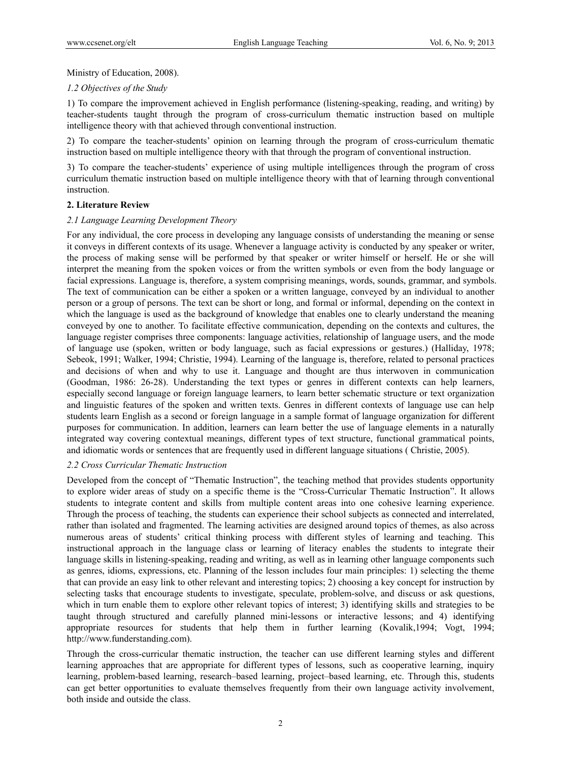Ministry of Education, 2008).

*1.2 Objectives of the Study*

1) To compare the improvement achieved in English performance (listening-speaking, reading, and writing) by teacher-students taught through the program of cross-curriculum thematic instruction based on multiple intelligence theory with that achieved through conventional instruction.

2) To compare the teacher-students' opinion on learning through the program of cross-curriculum thematic instruction based on multiple intelligence theory with that through the program of conventional instruction.

3) To compare the teacher-students' experience of using multiple intelligences through the program of cross curriculum thematic instruction based on multiple intelligence theory with that of learning through conventional instruction.

## 2. Literature Review

*2.1 Language Learning Development Theory*

For any individual, the core process in developing any language consists of understanding the meaning or sense it conveys in different contexts of its usage. Whenever a language activity is conducted by any speaker or writer, the process of making sense will be performed by that speaker or writer himself or herself. He or she will interpret the meaning from the spoken voices or from the written symbols or even from the body language or facial expressions. Language is, therefore, a system comprising meanings, words, sounds, grammar, and symbols. The text of communication can be either a spoken or a written language, conveyed by an individual to another person or a group of persons. The text can be short or long, and formal or informal, depending on the context in which the language is used as the background of knowledge that enables one to clearly understand the meaning conveyed by one to another. To facilitate effective communication, depending on the contexts and cultures, the language register comprises three components: language activities, relationship of language users, and the mode of language use (spoken, written or body language, such as facial expressions or gestures.) (Halliday, 1978; Sebeok, 1991; Walker, 1994; Christie, 1994). Learning of the language is, therefore, related to personal practices and decisions of when and why to use it. Language and thought are thus interwoven in communication (Goodman, 1986: 26-28). Understanding the text types or genres in different contexts can help learners, especially second language or foreign language learners, to learn better schematic structure or text organization and linguistic features of the spoken and written texts. Genres in different contexts of language use can help students learn English as a second or foreign language in a sample format of language organization for different purposes for communication. In addition, learners can learn better the use of language elements in a naturally integrated way covering contextual meanings, different types of text structure, functional grammatical points, and idiomatic words or sentences that are frequently used in different language situations ( Christie, 2005).

*2.2 Cross Curricular Thematic Instruction*

Developed from the concept of "Thematic Instruction", the teaching method that provides students opportunity to explore wider areas of study on a specific theme is the "Cross-Curricular Thematic Instruction". It allows students to integrate content and skills from multiple content areas into one cohesive learning experience. Through the process of teaching, the students can experience their school subjects as connected and interrelated, rather than isolated and fragmented. The learning activities are designed around topics of themes, as also across numerous areas of students' critical thinking process with different styles of learning and teaching. This instructional approach in the language class or learning of literacy enables the students to integrate their language skills in listening-speaking, reading and writing, as well as in learning other language components such as genres, idioms, expressions, etc. Planning of the lesson includes four main principles: 1) selecting the theme that can provide an easy link to other relevant and interesting topics; 2) choosing a key concept for instruction by selecting tasks that encourage students to investigate, speculate, problem-solve, and discuss or ask questions, which in turn enable them to explore other relevant topics of interest; 3) identifying skills and strategies to be taught through structured and carefully planned mini-lessons or interactive lessons; and 4) identifying appropriate resources for students that help them in further learning (Kovalik,1994; Vogt, 1994; http://www.funderstanding.com).

Through the cross-curricular thematic instruction, the teacher can use different learning styles and different learning approaches that are appropriate for different types of lessons, such as cooperative learning, inquiry learning, problem-based learning, research–based learning, project–based learning, etc. Through this, students can get better opportunities to evaluate themselves frequently from their own language activity involvement, both inside and outside the class.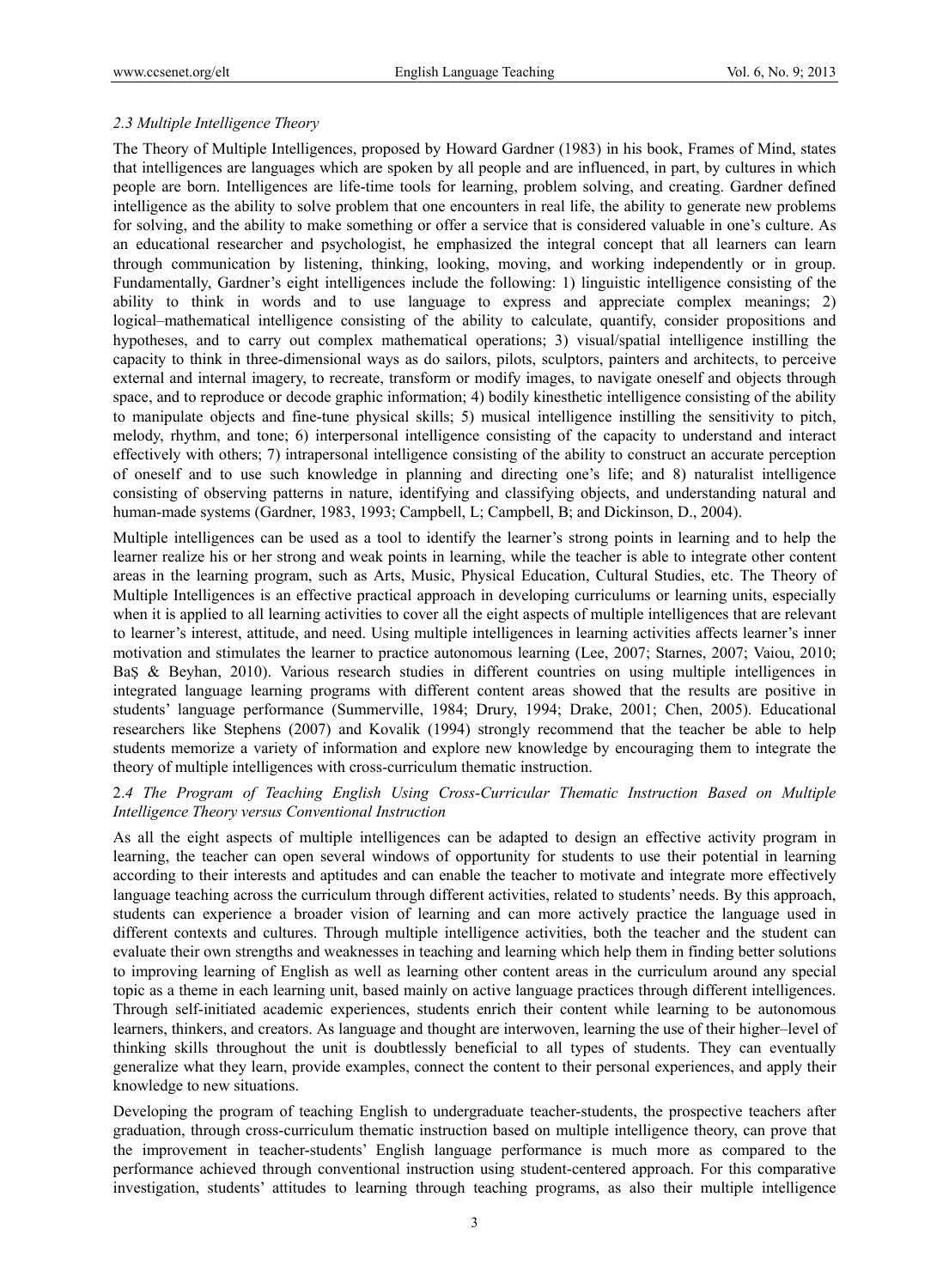### *2.3 Multiple Intelligence Theory*

The Theory of Multiple Intelligences, proposed by Howard Gardner (1983) in his book, Frames of Mind, states that intelligences are languages which are spoken by all people and are influenced, in part, by cultures in which people are born. Intelligences are life-time tools for learning, problem solving, and creating. Gardner defined intelligence as the ability to solve problem that one encounters in real life, the ability to generate new problems for solving, and the ability to make something or offer a service that is considered valuable in one's culture. As an educational researcher and psychologist, he emphasized the integral concept that all learners can learn through communication by listening, thinking, looking, moving, and working independently or in group. Fundamentally, Gardner's eight intelligences include the following: 1) linguistic intelligence consisting of the ability to think in words and to use language to express and appreciate complex meanings; 2) logical–mathematical intelligence consisting of the ability to calculate, quantify, consider propositions and hypotheses, and to carry out complex mathematical operations; 3) visual/spatial intelligence instilling the capacity to think in three-dimensional ways as do sailors, pilots, sculptors, painters and architects, to perceive external and internal imagery, to recreate, transform or modify images, to navigate oneself and objects through space, and to reproduce or decode graphic information; 4) bodily kinesthetic intelligence consisting of the ability to manipulate objects and fine-tune physical skills; 5) musical intelligence instilling the sensitivity to pitch, melody, rhythm, and tone; 6) interpersonal intelligence consisting of the capacity to understand and interact effectively with others; 7) intrapersonal intelligence consisting of the ability to construct an accurate perception of oneself and to use such knowledge in planning and directing one's life; and 8) naturalist intelligence consisting of observing patterns in nature, identifying and classifying objects, and understanding natural and human-made systems (Gardner, 1983, 1993; Campbell, L; Campbell, B; and Dickinson, D., 2004).

Multiple intelligences can be used as a tool to identify the learner's strong points in learning and to help the learner realize his or her strong and weak points in learning, while the teacher is able to integrate other content areas in the learning program, such as Arts, Music, Physical Education, Cultural Studies, etc. The Theory of Multiple Intelligences is an effective practical approach in developing curriculums or learning units, especially when it is applied to all learning activities to cover all the eight aspects of multiple intelligences that are relevant to learner's interest, attitude, and need. Using multiple intelligences in learning activities affects learner's inner motivation and stimulates the learner to practice autonomous learning (Lee, 2007; Starnes, 2007; Vaiou, 2010; BaŞ & Beyhan, 2010). Various research studies in different countries on using multiple intelligences in integrated language learning programs with different content areas showed that the results are positive in students' language performance (Summerville, 1984; Drury, 1994; Drake, 2001; Chen, 2005). Educational researchers like Stephens (2007) and Kovalik (1994) strongly recommend that the teacher be able to help students memorize a variety of information and explore new knowledge by encouraging them to integrate the theory of multiple intelligences with cross-curriculum thematic instruction.

### 2.4 *The Program of Teaching English Using Cross-Curricular Thematic Instruction Based on Multiple Intelligence Theory versus Conventional Instruction*

As all the eight aspects of multiple intelligences can be adapted to design an effective activity program in learning, the teacher can open several windows of opportunity for students to use their potential in learning according to their interests and aptitudes and can enable the teacher to motivate and integrate more effectively language teaching across the curriculum through different activities, related to students' needs. By this approach, students can experience a broader vision of learning and can more actively practice the language used in different contexts and cultures. Through multiple intelligence activities, both the teacher and the student can evaluate their own strengths and weaknesses in teaching and learning which help them in finding better solutions to improving learning of English as well as learning other content areas in the curriculum around any special topic as a theme in each learning unit, based mainly on active language practices through different intelligences. Through self-initiated academic experiences, students enrich their content while learning to be autonomous learners, thinkers, and creators. As language and thought are interwoven, learning the use of their higher–level of thinking skills throughout the unit is doubtlessly beneficial to all types of students. They can eventually generalize what they learn, provide examples, connect the content to their personal experiences, and apply their knowledge to new situations.

Developing the program of teaching English to undergraduate teacher-students, the prospective teachers after graduation, through cross-curriculum thematic instruction based on multiple intelligence theory, can prove that the improvement in teacher-students' English language performance is much more as compared to the performance achieved through conventional instruction using student-centered approach. For this comparative investigation, students' attitudes to learning through teaching programs, as also their multiple intelligence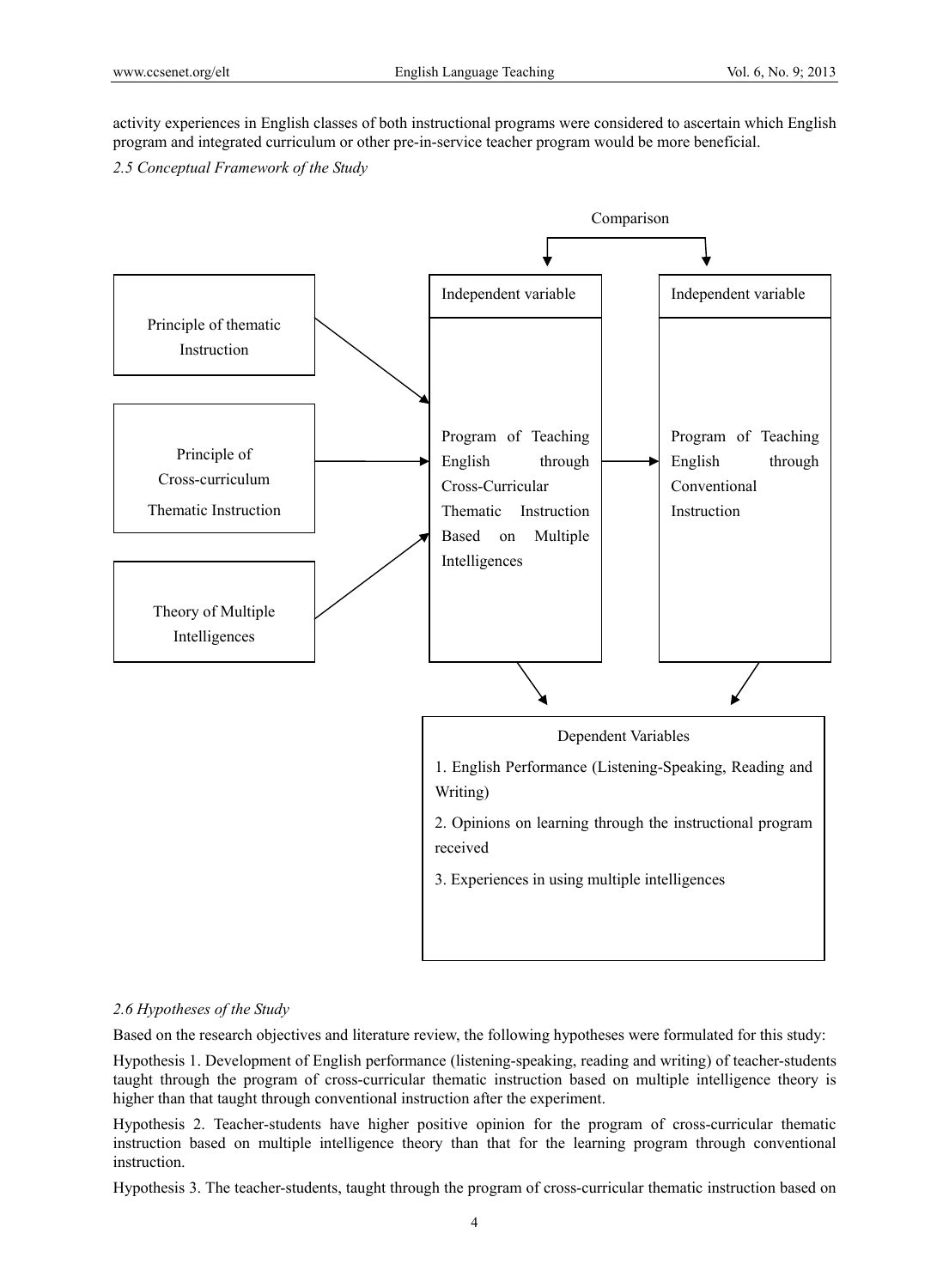activity experiences in English classes of both instructional programs were considered to ascertain which English program and integrated curriculum or other pre-in-service teacher program would be more beneficial.

*2.5 Conceptual Framework of the Study*

Comparison

| Principle of thematic Instruction |
|---|

| Principle of Cross-curriculum Thematic Instruction |
|---|

| Theory of Multiple Intelligences |
|---|

| Independent variable |
|---|
| Program of Teaching English through Cross-Curricular Thematic Instruction Based on Multiple Intelligences |

| Independent variable |
|---|
| Program of Teaching English through Conventional Instruction |

| Dependent Variables |
|---|
| 1. English Performance (Listening-Speaking, Reading and Writing) |
| 2. Opinions on learning through the instructional program received |
| 3. Experiences in using multiple intelligences |

*2.6 Hypotheses of the Study*

Based on the research objectives and literature review, the following hypotheses were formulated for this study:

Hypothesis 1. Development of English performance (listening-speaking, reading and writing) of teacher-students taught through the program of cross-curricular thematic instruction based on multiple intelligence theory is higher than that taught through conventional instruction after the experiment.

Hypothesis 2. Teacher-students have higher positive opinion for the program of cross-curricular thematic instruction based on multiple intelligence theory than that for the learning program through conventional instruction.

Hypothesis 3. The teacher-students, taught through the program of cross-curricular thematic instruction based on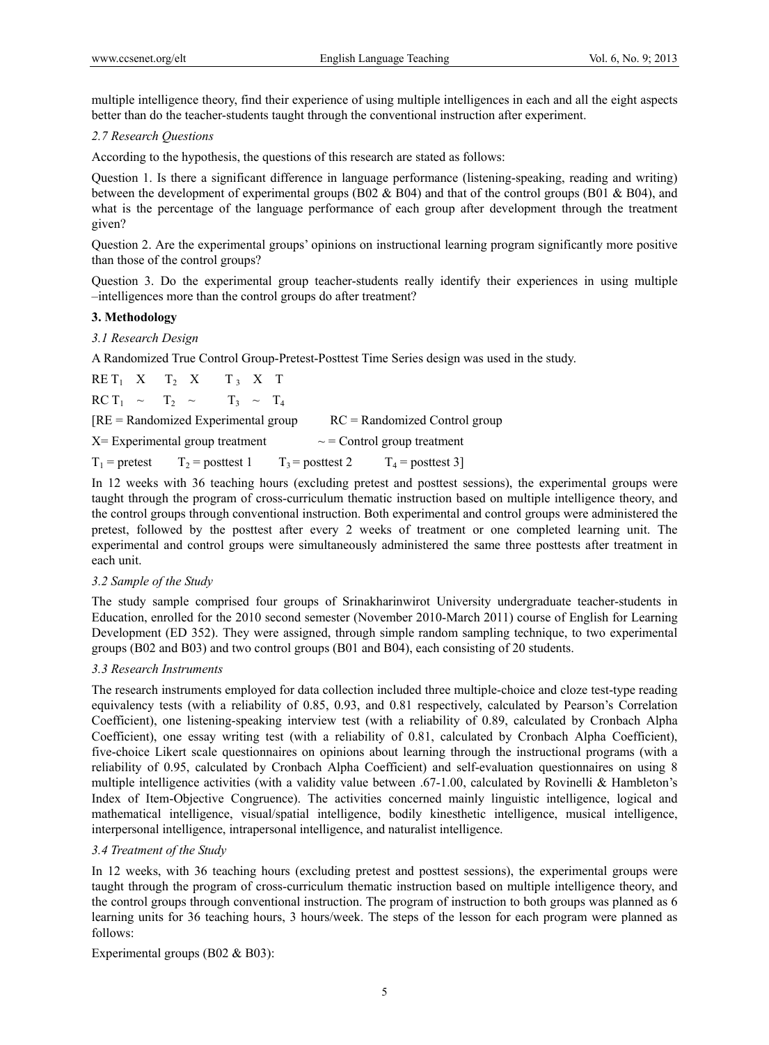multiple intelligence theory, find their experience of using multiple intelligences in each and all the eight aspects better than do the teacher-students taught through the conventional instruction after experiment.

*2.7 Research Questions*

According to the hypothesis, the questions of this research are stated as follows:

Question 1. Is there a significant difference in language performance (listening-speaking, reading and writing) between the development of experimental groups (B02 & B04) and that of the control groups (B01 & B04), and what is the percentage of the language performance of each group after development through the treatment given?

Question 2. Are the experimental groups' opinions on instructional learning program significantly more positive than those of the control groups?

Question 3. Do the experimental group teacher-students really identify their experiences in using multiple –intelligences more than the control groups do after treatment?

**3. Methodology**

*3.1 Research Design*

A Randomized True Control Group-Pretest-Posttest Time Series design was used in the study.

RE $T_1$ X $T_2$ X $T_3$ X T

RC $T_1$ ~ $T_2$ ~ $T_3$ ~ $T_4$

[RE = Randomized Experimental group RC = Randomized Control group

X= Experimental group treatment ~ = Control group treatment

$T_1$ = pretest $T_2$ = posttest 1 $T_3$ = posttest 2 $T_4$ = posttest 3]

In 12 weeks with 36 teaching hours (excluding pretest and posttest sessions), the experimental groups were taught through the program of cross-curriculum thematic instruction based on multiple intelligence theory, and the control groups through conventional instruction. Both experimental and control groups were administered the pretest, followed by the posttest after every 2 weeks of treatment or one completed learning unit. The experimental and control groups were simultaneously administered the same three posttests after treatment in each unit.

*3.2 Sample of the Study*

The study sample comprised four groups of Srinakharinwirot University undergraduate teacher-students in Education, enrolled for the 2010 second semester (November 2010-March 2011) course of English for Learning Development (ED 352). They were assigned, through simple random sampling technique, to two experimental groups (B02 and B03) and two control groups (B01 and B04), each consisting of 20 students.

*3.3 Research Instruments*

The research instruments employed for data collection included three multiple-choice and cloze test-type reading equivalency tests (with a reliability of 0.85, 0.93, and 0.81 respectively, calculated by Pearson's Correlation Coefficient), one listening-speaking interview test (with a reliability of 0.89, calculated by Cronbach Alpha Coefficient), one essay writing test (with a reliability of 0.81, calculated by Cronbach Alpha Coefficient), five-choice Likert scale questionnaires on opinions about learning through the instructional programs (with a reliability of 0.95, calculated by Cronbach Alpha Coefficient) and self-evaluation questionnaires on using 8 multiple intelligence activities (with a validity value between .67-1.00, calculated by Rovinelli & Hambleton's Index of Item-Objective Congruence). The activities concerned mainly linguistic intelligence, logical and mathematical intelligence, visual/spatial intelligence, bodily kinesthetic intelligence, musical intelligence, interpersonal intelligence, intrapersonal intelligence, and naturalist intelligence.

*3.4 Treatment of the Study*

In 12 weeks, with 36 teaching hours (excluding pretest and posttest sessions), the experimental groups were taught through the program of cross-curriculum thematic instruction based on multiple intelligence theory, and the control groups through conventional instruction. The program of instruction to both groups was planned as 6 learning units for 36 teaching hours, 3 hours/week. The steps of the lesson for each program were planned as follows:

Experimental groups (B02 & B03):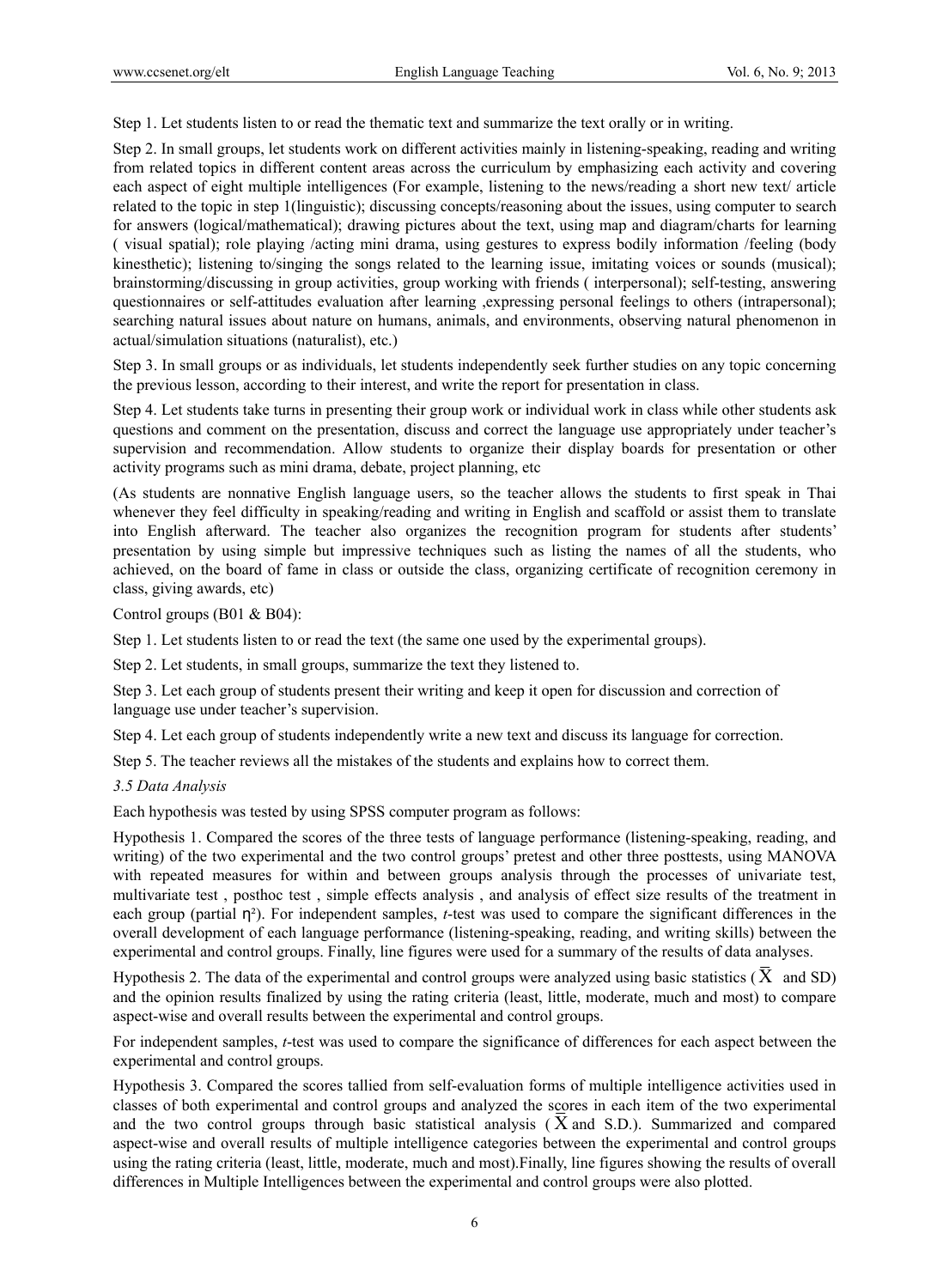Step 1. Let students listen to or read the thematic text and summarize the text orally or in writing.

Step 2. In small groups, let students work on different activities mainly in listening-speaking, reading and writing from related topics in different content areas across the curriculum by emphasizing each activity and covering each aspect of eight multiple intelligences (For example, listening to the news/reading a short new text/ article related to the topic in step 1(linguistic); discussing concepts/reasoning about the issues, using computer to search for answers (logical/mathematical); drawing pictures about the text, using map and diagram/charts for learning ( visual spatial); role playing /acting mini drama, using gestures to express bodily information /feeling (body kinesthetic); listening to/singing the songs related to the learning issue, imitating voices or sounds (musical); brainstorming/discussing in group activities, group working with friends ( interpersonal); self-testing, answering questionnaires or self-attitudes evaluation after learning ,expressing personal feelings to others (intrapersonal); searching natural issues about nature on humans, animals, and environments, observing natural phenomenon in actual/simulation situations (naturalist), etc.)

Step 3. In small groups or as individuals, let students independently seek further studies on any topic concerning the previous lesson, according to their interest, and write the report for presentation in class.

Step 4. Let students take turns in presenting their group work or individual work in class while other students ask questions and comment on the presentation, discuss and correct the language use appropriately under teacher's supervision and recommendation. Allow students to organize their display boards for presentation or other activity programs such as mini drama, debate, project planning, etc

(As students are nonnative English language users, so the teacher allows the students to first speak in Thai whenever they feel difficulty in speaking/reading and writing in English and scaffold or assist them to translate into English afterward. The teacher also organizes the recognition program for students after students' presentation by using simple but impressive techniques such as listing the names of all the students, who achieved, on the board of fame in class or outside the class, organizing certificate of recognition ceremony in class, giving awards, etc)

Control groups (B01 & B04):

Step 1. Let students listen to or read the text (the same one used by the experimental groups).

Step 2. Let students, in small groups, summarize the text they listened to.

Step 3. Let each group of students present their writing and keep it open for discussion and correction of language use under teacher's supervision.

Step 4. Let each group of students independently write a new text and discuss its language for correction.

Step 5. The teacher reviews all the mistakes of the students and explains how to correct them.

### *3.5 Data Analysis*

Each hypothesis was tested by using SPSS computer program as follows:

Hypothesis 1. Compared the scores of the three tests of language performance (listening-speaking, reading, and writing) of the two experimental and the two control groups' pretest and other three posttests, using MANOVA with repeated measures for within and between groups analysis through the processes of univariate test, multivariate test , posthoc test , simple effects analysis , and analysis of effect size results of the treatment in each group (partial $\eta^2$). For independent samples, *t*-test was used to compare the significant differences in the overall development of each language performance (listening-speaking, reading, and writing skills) between the experimental and control groups. Finally, line figures were used for a summary of the results of data analyses.

Hypothesis 2. The data of the experimental and control groups were analyzed using basic statistics ( $\overline{X}$ and SD) and the opinion results finalized by using the rating criteria (least, little, moderate, much and most) to compare aspect-wise and overall results between the experimental and control groups.

For independent samples, *t*-test was used to compare the significance of differences for each aspect between the experimental and control groups.

Hypothesis 3. Compared the scores tallied from self-evaluation forms of multiple intelligence activities used in classes of both experimental and control groups and analyzed the scores in each item of the two experimental and the two control groups through basic statistical analysis ( $\overline{X}$ and S.D.). Summarized and compared aspect-wise and overall results of multiple intelligence categories between the experimental and control groups using the rating criteria (least, little, moderate, much and most).Finally, line figures showing the results of overall differences in Multiple Intelligences between the experimental and control groups were also plotted.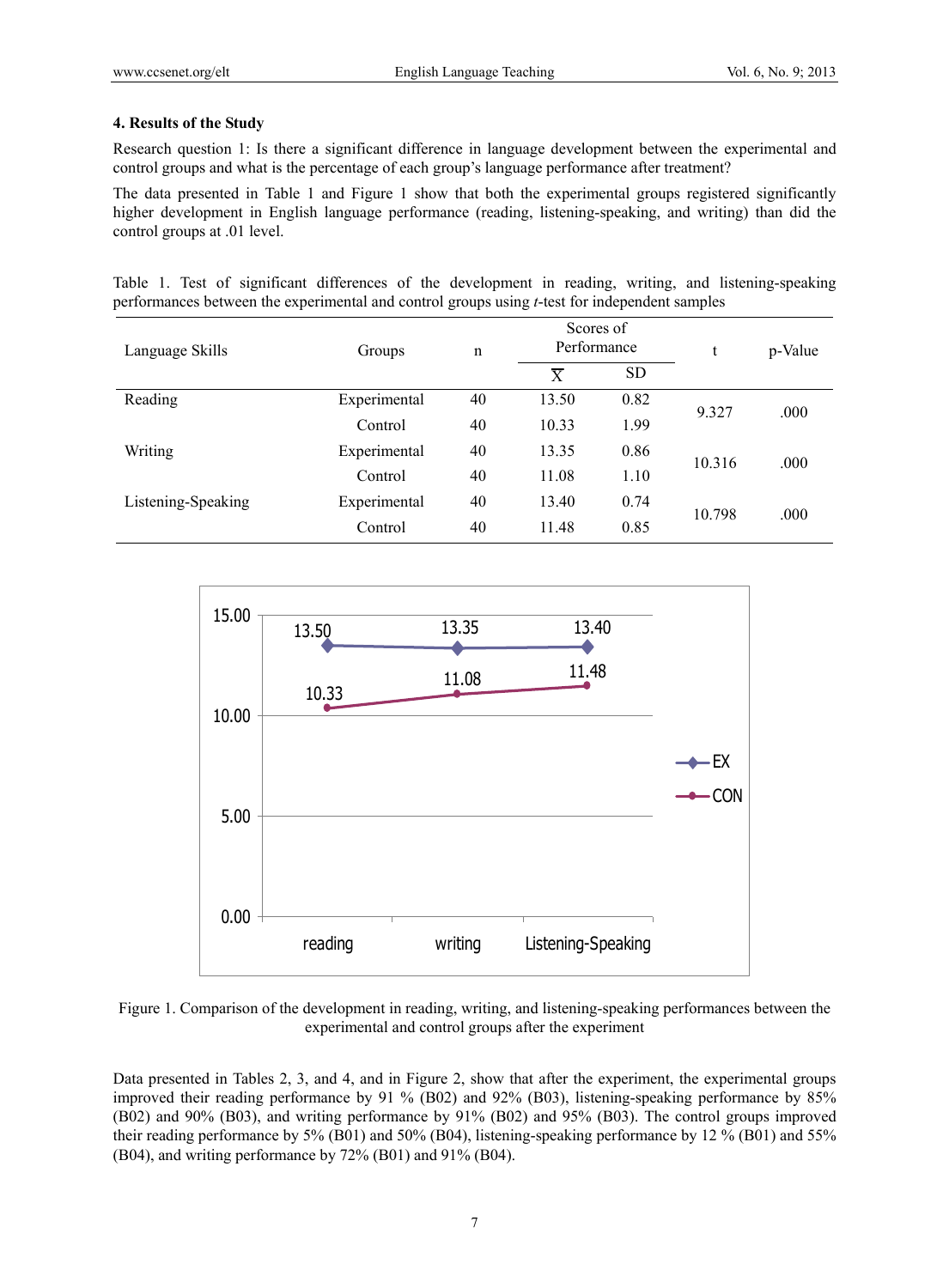### 4. Results of the Study

Research question 1: Is there a significant difference in language development between the experimental and control groups and what is the percentage of each group's language performance after treatment?

The data presented in Table 1 and Figure 1 show that both the experimental groups registered significantly higher development in English language performance (reading, listening-speaking, and writing) than did the control groups at .01 level.

Table 1. Test of significant differences of the development in reading, writing, and listening-speaking performances between the experimental and control groups using *t*-test for independent samples

| Language Skills | Groups | n | Scores of Performance | | t | p-Value |
|---|---|---|---|---|---|---|
| | | | $\overline{X}$ | SD | | |
| Reading | Experimental | 40 | 13.50 | 0.82 | 9.327 | .000 |
| | Control | 40 | 10.33 | 1.99 | | |
| Writing | Experimental | 40 | 13.35 | 0.86 | 10.316 | .000 |
| | Control | 40 | 11.08 | 1.10 | | |
| Listening-Speaking | Experimental | 40 | 13.40 | 0.74 | 10.798 | .000 |
| | Control | 40 | 11.48 | 0.85 | | |

Figure 1. Comparison of the development in reading, writing, and listening-speaking performances between the experimental and control groups after the experiment

Data presented in Tables 2, 3, and 4, and in Figure 2, show that after the experiment, the experimental groups improved their reading performance by 91 % (B02) and 92% (B03), listening-speaking performance by 85% (B02) and 90% (B03), and writing performance by 91% (B02) and 95% (B03). The control groups improved their reading performance by 5% (B01) and 50% (B04), listening-speaking performance by 12 % (B01) and 55% (B04), and writing performance by 72% (B01) and 91% (B04).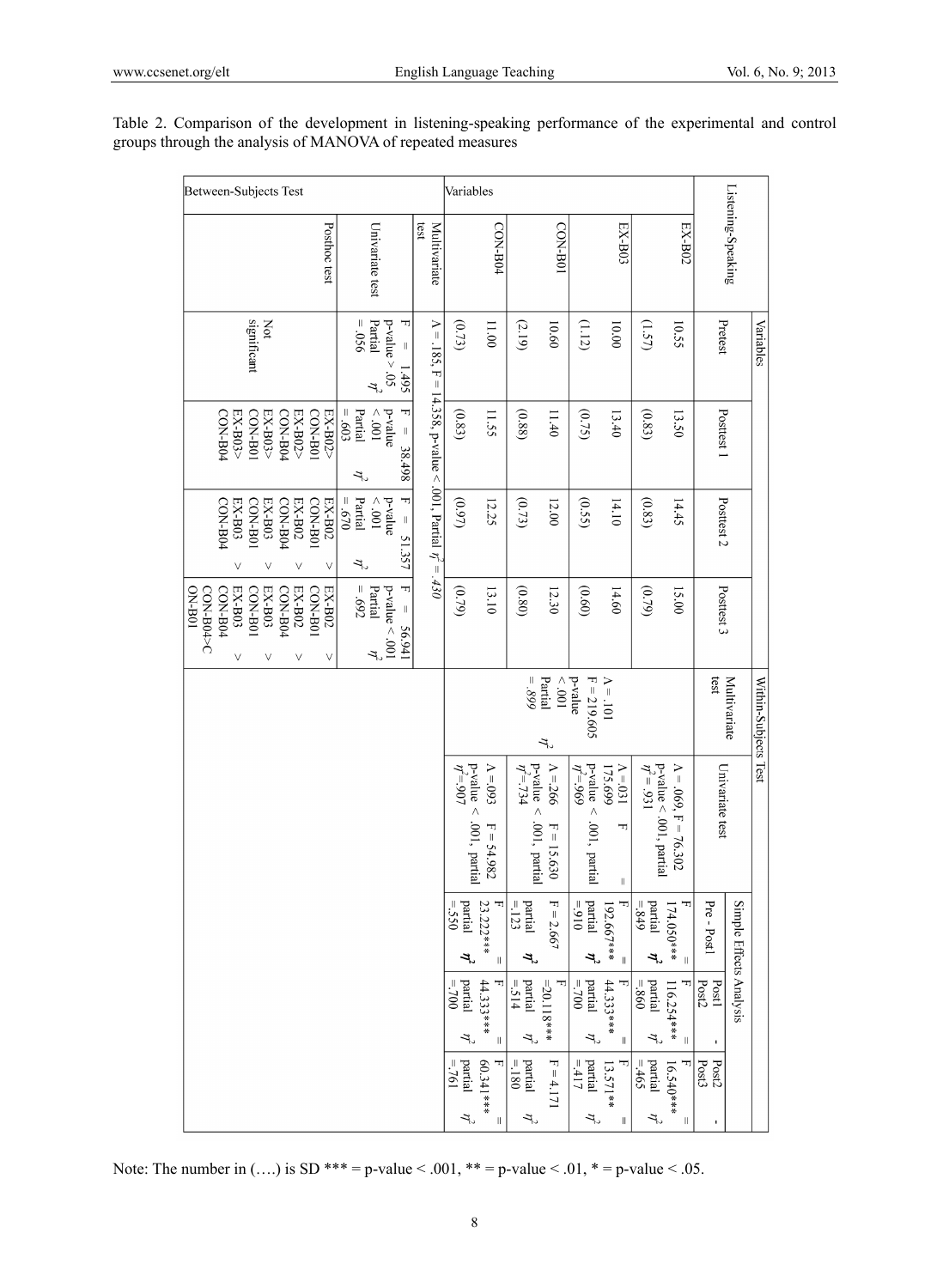Table 2. Comparison of the development in listening-speaking performance of the experimental and control groups through the analysis of MANOVA of repeated measures

| | Listening-Speaking | Pretest | Posttest 1 | Posttest 2 | Posttest 3 | Within-Subjects Test: Multivariate test | Within-Subjects Test: Univariate test | Simple Effects Analysis: Pre - Post1 | Simple Effects Analysis: Post1 - Post2 | Simple Effects Analysis: Post2 - Post3 |
|---|---|---|---|---|---|---|---|---|---|---|
| Variables | EX-B02 | 10.55 (1.57) | 13.50 (0.83) | 14.45 (0.83) | 15.00 (0.79) | Λ = .101 F = 219.605 p-value < .001 Partial $\eta^2$ = .899 | Λ = .069, F = 76.302 p-value < .001, partial $\eta^2$ = .931 | F = 174.050*** partial $\eta^2$ = .849 | F = 116.254*** partial $\eta^2$ = .860 | F = 16.540*** partial $\eta^2$ = .465 |
| | EX-B03 | 10.00 (1.12) | 13.40 (0.75) | 14.10 (0.55) | 14.60 (0.60) | | Λ = .031 F = 175.699 p-value < .001, partial $\eta^2$ = .969 | F = 192.667*** partial $\eta^2$ = .910 | F = 44.333*** partial $\eta^2$ = .700 | F = 13.571** partial $\eta^2$ = .417 |
| | CON-B01 | 10.60 (2.19) | 11.40 (0.88) | 12.00 (0.73) | 12.30 (0.80) | | Λ = .266 F = 15.630 p-value < .001, partial $\eta^2$ = .734 | F = 2.667 partial $\eta^2$ = .123 | F = 20.118*** partial $\eta^2$ = .514 | F = 4.171 partial $\eta^2$ = .180 |
| | CON-B04 | 11.00 (0.73) | 11.55 (0.83) | 12.25 (0.97) | 13.10 (0.79) | | Λ = .093 F = 54.982 p-value < .001, partial $\eta^2$ = .907 | F = 23.222*** partial $\eta^2$ = .550 | F = 44.333*** partial $\eta^2$ = .700 | F = 60.341*** partial $\eta^2$ = .761 |
| Between-Subjects Test | Multivariate test | Λ = .185, F = 14.358, p-value < .001, Partial $\eta^2$ = .430 | | | | | | | | |
| | Univariate test | F = 1.495 p-value > .05 Partial $\eta^2$ = .056 | F = 38.498 p-value < .001 Partial $\eta^2$ = .603 | F = 51.357 p-value < .001 Partial $\eta^2$ = .670 | F = 56.941 p-value < .001 Partial $\eta^2$ = .692 | | | | | |
| | Posthoc test | Not significant | EX-B02> CON-B01 EX-B02> CON-B04 EX-B03> CON-B01 EX-B03> CON-B04 | EX-B02 > CON-B01 EX-B02 > CON-B04 EX-B03 > CON-B01 EX-B03 > CON-B04 | EX-B02 > CON-B01 EX-B02 > CON-B04 EX-B03 > CON-B01 EX-B03 > CON-B04 CON-B04>CON-B01 | | | | | |

Note: The number in (….) is SD *** = p-value < .001, ** = p-value < .01, * = p-value < .05.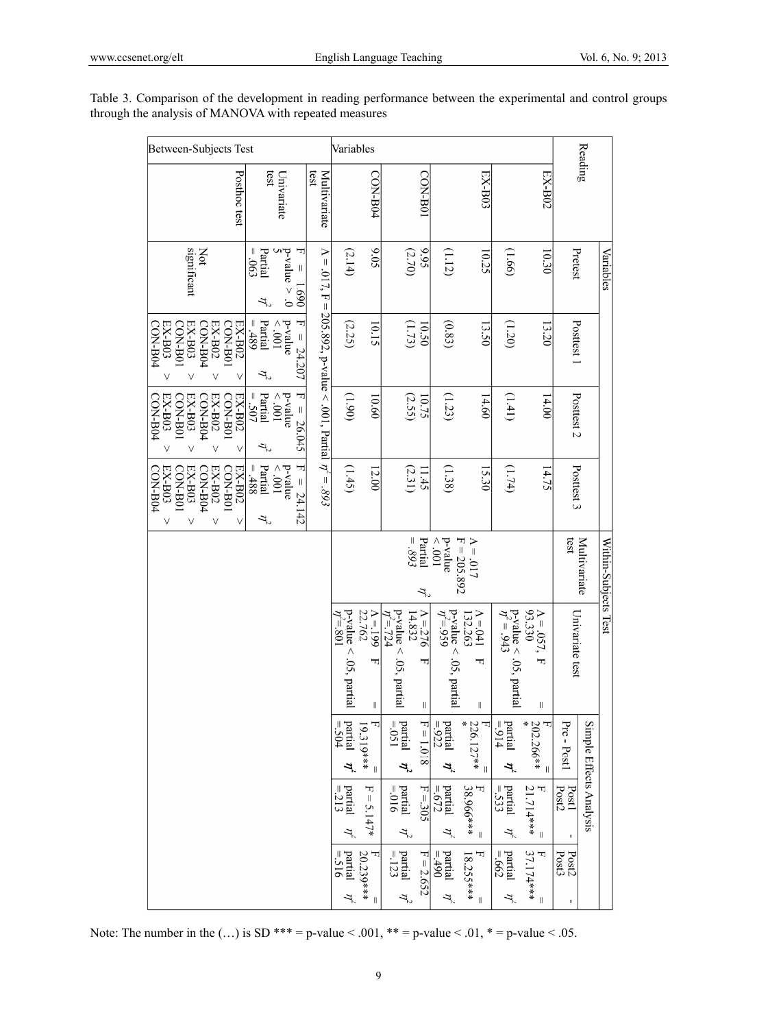Table 3. Comparison of the development in reading performance between the experimental and control groups through the analysis of MANOVA with repeated measures

| Reading | | Variables | | | | Within-Subjects Test | | | | |
|---|---|---|---|---|---|---|---|---|---|---|
| | | Pretest | Posttest 1 | Posttest 2 | Posttest 3 | Multivariate test | Univariate test | Simple Effects Analysis | | |
| | | | | | | | | Pre - Post1 | Post1 - Post2 | Post2 - Post3 |
| EX-B02 | | 10.30 (1.66) | 13.20 (1.20) | 14.00 (1.41) | 14.75 (1.74) | $\Lambda$ = .017 F = 205.892 p-value < .001 Partial $\eta^2$ = .893 | $\Lambda$ = .057, F = 93.330 p-value < .05, partial $\eta^2$ = .943 | F = 202.266*** partial $\eta^2$ = .914 | F = 21.714*** partial $\eta^2$ = .533 | F = 37.174*** partial $\eta^2$ = .662 |
| EX-B03 | | 10.25 (1.12) | 13.50 (0.83) | 14.60 (1.23) | 15.30 (1.38) | | $\Lambda$ = .041 F = 132.263 p-value < .05, partial $\eta^2$ = .959 | F = 226.127*** partial $\eta^2$ = .922 | F = 38.966*** partial $\eta^2$ = .672 | F = 18.255*** partial $\eta^2$ = .490 |
| CON-B01 | | 9.95 (2.70) | 10.50 (1.73) | 10.75 (2.55) | 11.45 (2.31) | | $\Lambda$ = .276 F = 14.832 p-value < .05, partial $\eta^2$ = .724 | F = 1.018 partial $\eta^2$ = .051 | F = .305 partial $\eta^2$ = .016 | F = 2.652 partial $\eta^2$ = .123 |
| CON-B04 | | 9.05 (2.14) | 10.15 (2.25) | 10.60 (1.90) | 12.00 (1.45) | | $\Lambda$ = .199 F = 22.762 p-value < .05, partial $\eta^2$ = .801 | F = 19.319*** partial $\eta^2$ = .504 | F = 5.147* partial $\eta^2$ = .213 | F = 20.239*** partial $\eta^2$ = .516 |
| Between-Subjects Test | Multivariate test | $\Lambda$ = .017, F = 205.892, p-value < .001, Partial $\eta^2$ = .893 | | | | | | | | |
| | Univariate test | F = 1.690 p-value > .05 Partial $\eta^2$ = .063 | F = 24.207 p-value < .001 Partial $\eta^2$ = .489 | F = 26.045 p-value < .001 Partial $\eta^2$ = .507 | F = 24.142 p-value < .001 Partial $\eta^2$ = .488 | | | | | |
| | Posthoc test | Not significant | EX-B02 > CON-B01 EX-B02 > CON-B04 EX-B03 > CON-B01 EX-B03 > CON-B04 | EX-B02 > CON-B01 EX-B02 > CON-B04 EX-B03 > CON-B01 EX-B03 > CON-B04 | EX-B02 > CON-B01 EX-B02 > CON-B04 EX-B03 > CON-B01 EX-B03 > CON-B04 | | | | | |

Note: The number in the (…) is SD *** = p-value < .001, ** = p-value < .01, * = p-value < .05.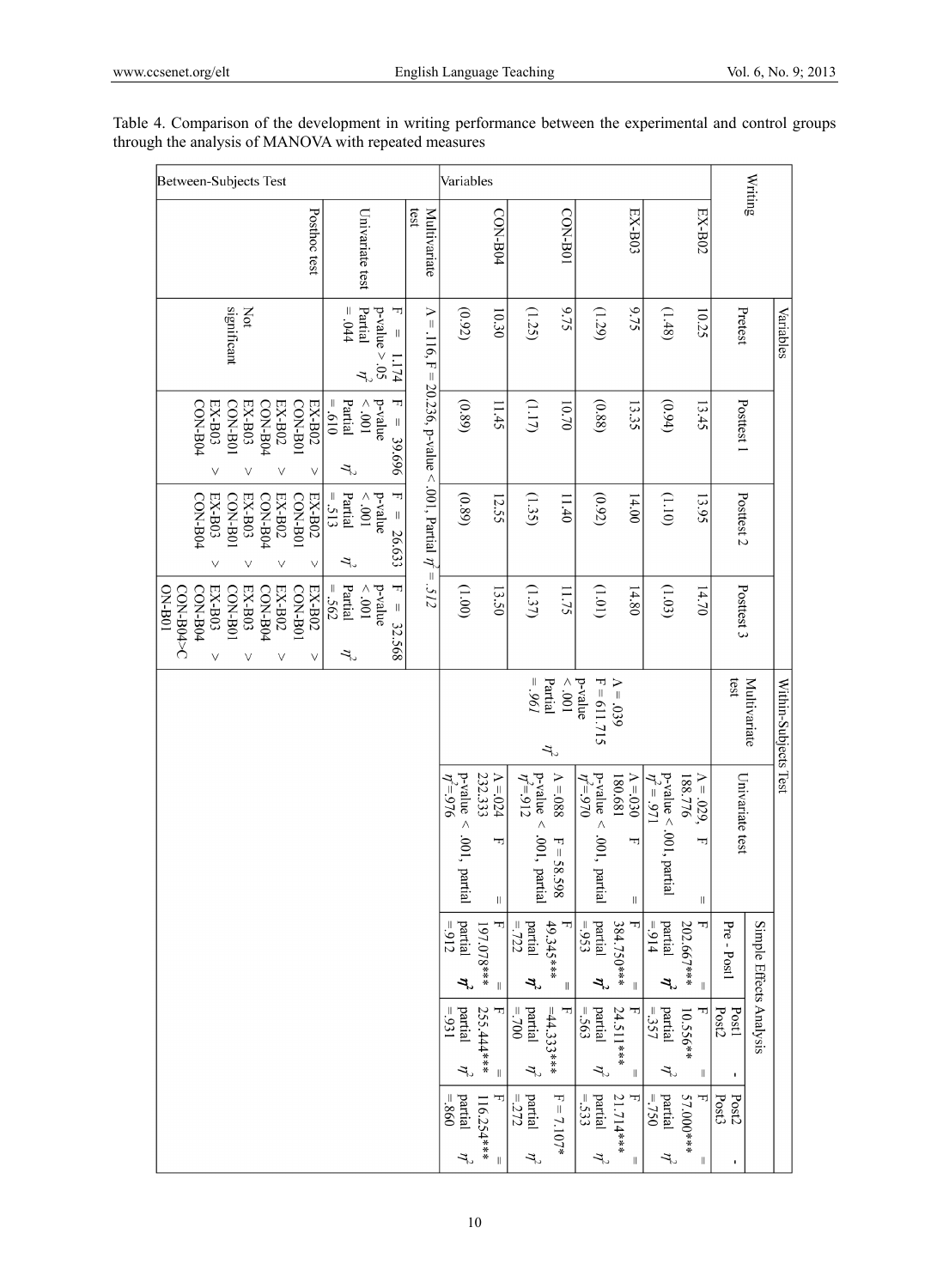Table 4. Comparison of the development in writing performance between the experimental and control groups through the analysis of MANOVA with repeated measures

| Writing | Variables | | | | Within-Subjects Test | | | | |
|---|---|---|---|---|---|---|---|---|---|
| | | | | | Multivariate test | Univariate test | Simple Effects Analysis | | |
| | Pretest | Posttest 1 | Posttest 2 | Posttest 3 | | | Pre - Post1 | Post1 - Post2 | Post2 - Post3 |
| EX-B02 | 10.25 (1.48) | 13.45 (0.94) | 13.95 (1.10) | 14.70 (1.03) | Λ = .039, F = 611.715, p-value < .001, Partial $\eta^2$ = .961 | Λ = .029, F = 188.776, p-value < .001, partial $\eta^2$ = .971 | F = 202.667***, partial $\eta^2$ = .914 | F = 10.556**, partial $\eta^2$ = .357 | F = 57.000***, partial $\eta^2$ = .750 |
| EX-B03 | 9.75 (1.29) | 13.35 (0.88) | 14.00 (0.92) | 14.80 (1.01) | | Λ = .030, F = 180.681, p-value < .001, partial $\eta^2$ = .970 | F = 384.750***, partial $\eta^2$ = .953 | F = 24.511***, partial $\eta^2$ = .563 | F = 21.714***, partial $\eta^2$ = .533 |
| CON-B01 | 9.75 (1.25) | 10.70 (1.17) | 11.40 (1.35) | 11.75 (1.37) | | Λ = .088, F = 58.598, p-value < .001, partial $\eta^2$ = .912 | F = 49.345***, partial $\eta^2$ = .722 | F = 44.333***, partial $\eta^2$ = .700 | F = 7.107*, partial $\eta^2$ = .272 |
| CON-B04 | 10.30 (0.92) | 11.45 (0.89) | 12.55 (0.89) | 13.50 (1.00) | | Λ = .024, F = 232.333, p-value < .001, partial $\eta^2$ = .976 | F = 197.078***, partial $\eta^2$ = .912 | F = 255.444***, partial $\eta^2$ = .931 | F = 116.254***, partial $\eta^2$ = .860 |
| Between-Subjects Test: Multivariate test | Λ = .116, F = 20.236, p-value < .001, Partial $\eta^2$ = .512 | | | | | | | | |
| Between-Subjects Test: Univariate test | F = 1.174, p-value > .05, Partial $\eta^2$ = .044 | F = 39.696, p-value < .001, Partial $\eta^2$ = .610 | F = 26.633, p-value < .001, Partial $\eta^2$ = .513 | F = 32.568, p-value < .001, Partial $\eta^2$ = .562 | | | | | |
| Between-Subjects Test: Posthoc test | Not significant | EX-B02 > CON-B01, EX-B02 > CON-B04, EX-B03 > CON-B01, EX-B03 > CON-B04 | EX-B02 > CON-B01, EX-B02 > CON-B04, EX-B03 > CON-B01, EX-B03 > CON-B04 | EX-B02 > CON-B01, EX-B02 > CON-B04, EX-B03 > CON-B01, EX-B03 > CON-B04, CON-B04>CON-B01 | | | | | |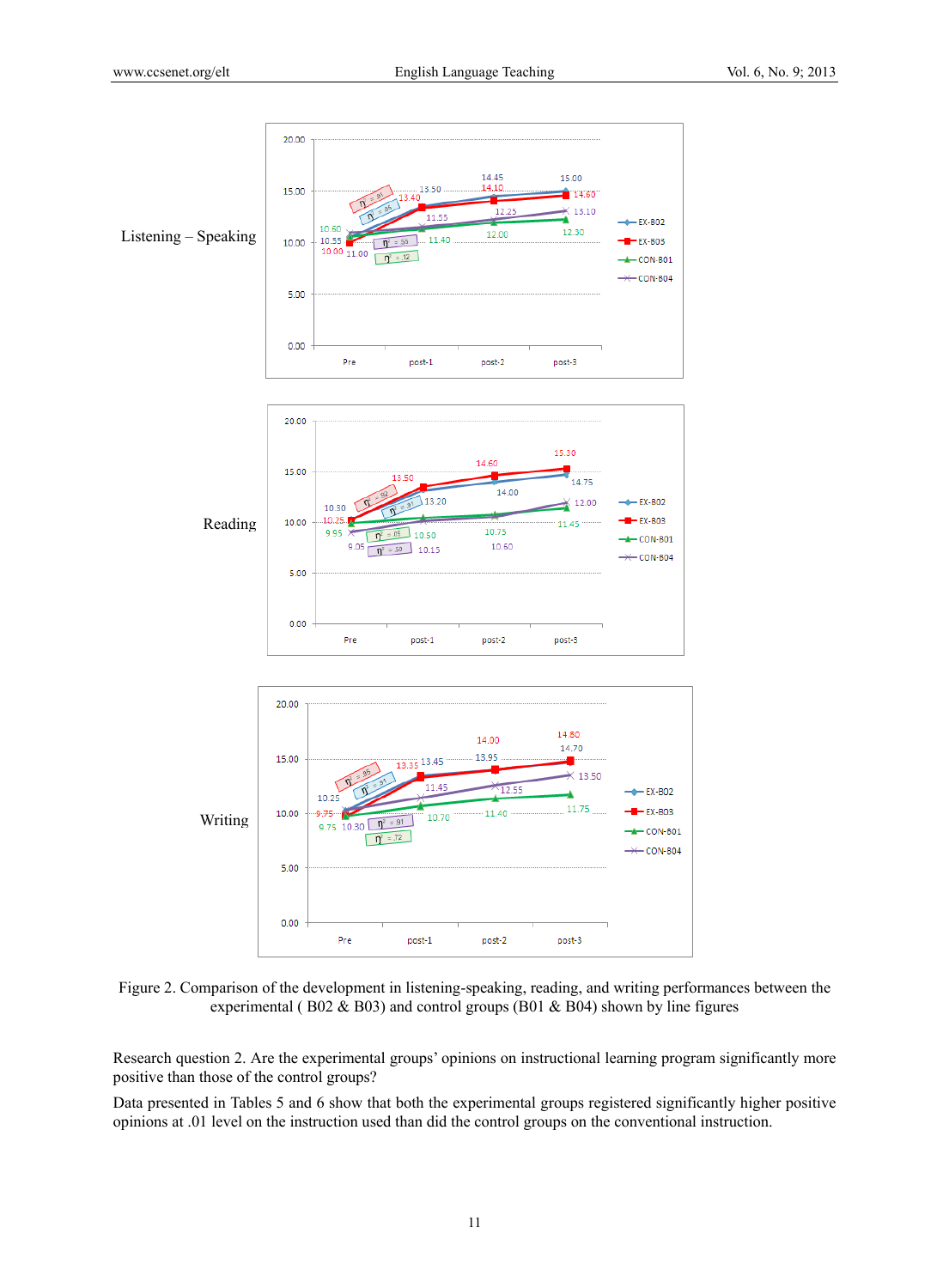Listening – Speaking

Reading

Writing

Figure 2. Comparison of the development in listening-speaking, reading, and writing performances between the experimental ( B02 & B03) and control groups (B01 & B04) shown by line figures

Research question 2. Are the experimental groups' opinions on instructional learning program significantly more positive than those of the control groups?

Data presented in Tables 5 and 6 show that both the experimental groups registered significantly higher positive opinions at .01 level on the instruction used than did the control groups on the conventional instruction.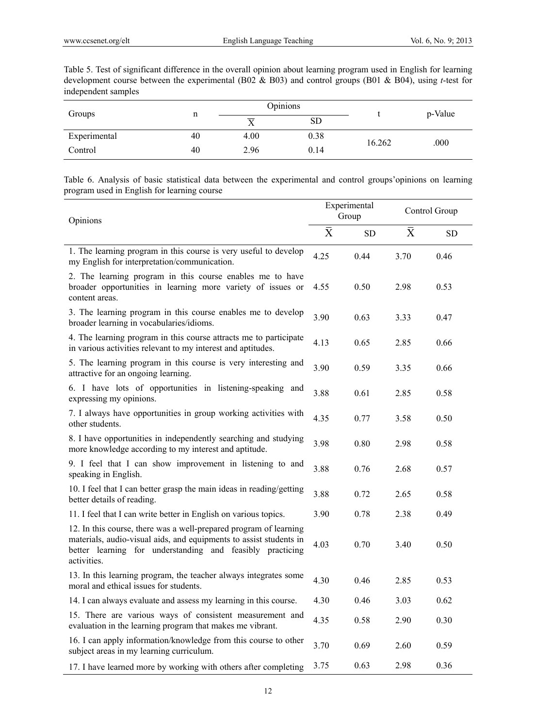Table 5. Test of significant difference in the overall opinion about learning program used in English for learning development course between the experimental (B02 & B03) and control groups (B01 & B04), using *t*-test for independent samples

| Groups | n | Opinions | | t | p-Value |
|---|---|---|---|---|---|
| | | $\bar{X}$ | SD | | |
| Experimental | 40 | 4.00 | 0.38 | 16.262 | .000 |
| Control | 40 | 2.96 | 0.14 | | |

Table 6. Analysis of basic statistical data between the experimental and control groups'opinions on learning program used in English for learning course

| Opinions | Experimental Group | | Control Group | |
|---|---|---|---|---|
| | $\bar{X}$ | SD | $\bar{X}$ | SD |
| 1. The learning program in this course is very useful to develop my English for interpretation/communication. | 4.25 | 0.44 | 3.70 | 0.46 |
| 2. The learning program in this course enables me to have broader opportunities in learning more variety of issues or content areas. | 4.55 | 0.50 | 2.98 | 0.53 |
| 3. The learning program in this course enables me to develop broader learning in vocabularies/idioms. | 3.90 | 0.63 | 3.33 | 0.47 |
| 4. The learning program in this course attracts me to participate in various activities relevant to my interest and aptitudes. | 4.13 | 0.65 | 2.85 | 0.66 |
| 5. The learning program in this course is very interesting and attractive for an ongoing learning. | 3.90 | 0.59 | 3.35 | 0.66 |
| 6. I have lots of opportunities in listening-speaking and expressing my opinions. | 3.88 | 0.61 | 2.85 | 0.58 |
| 7. I always have opportunities in group working activities with other students. | 4.35 | 0.77 | 3.58 | 0.50 |
| 8. I have opportunities in independently searching and studying more knowledge according to my interest and aptitude. | 3.98 | 0.80 | 2.98 | 0.58 |
| 9. I feel that I can show improvement in listening to and speaking in English. | 3.88 | 0.76 | 2.68 | 0.57 |
| 10. I feel that I can better grasp the main ideas in reading/getting better details of reading. | 3.88 | 0.72 | 2.65 | 0.58 |
| 11. I feel that I can write better in English on various topics. | 3.90 | 0.78 | 2.38 | 0.49 |
| 12. In this course, there was a well-prepared program of learning materials, audio-visual aids, and equipments to assist students in better learning for understanding and feasibly practicing activities. | 4.03 | 0.70 | 3.40 | 0.50 |
| 13. In this learning program, the teacher always integrates some moral and ethical issues for students. | 4.30 | 0.46 | 2.85 | 0.53 |
| 14. I can always evaluate and assess my learning in this course. | 4.30 | 0.46 | 3.03 | 0.62 |
| 15. There are various ways of consistent measurement and evaluation in the learning program that makes me vibrant. | 4.35 | 0.58 | 2.90 | 0.30 |
| 16. I can apply information/knowledge from this course to other subject areas in my learning curriculum. | 3.70 | 0.69 | 2.60 | 0.59 |
| 17. I have learned more by working with others after completing | 3.75 | 0.63 | 2.98 | 0.36 |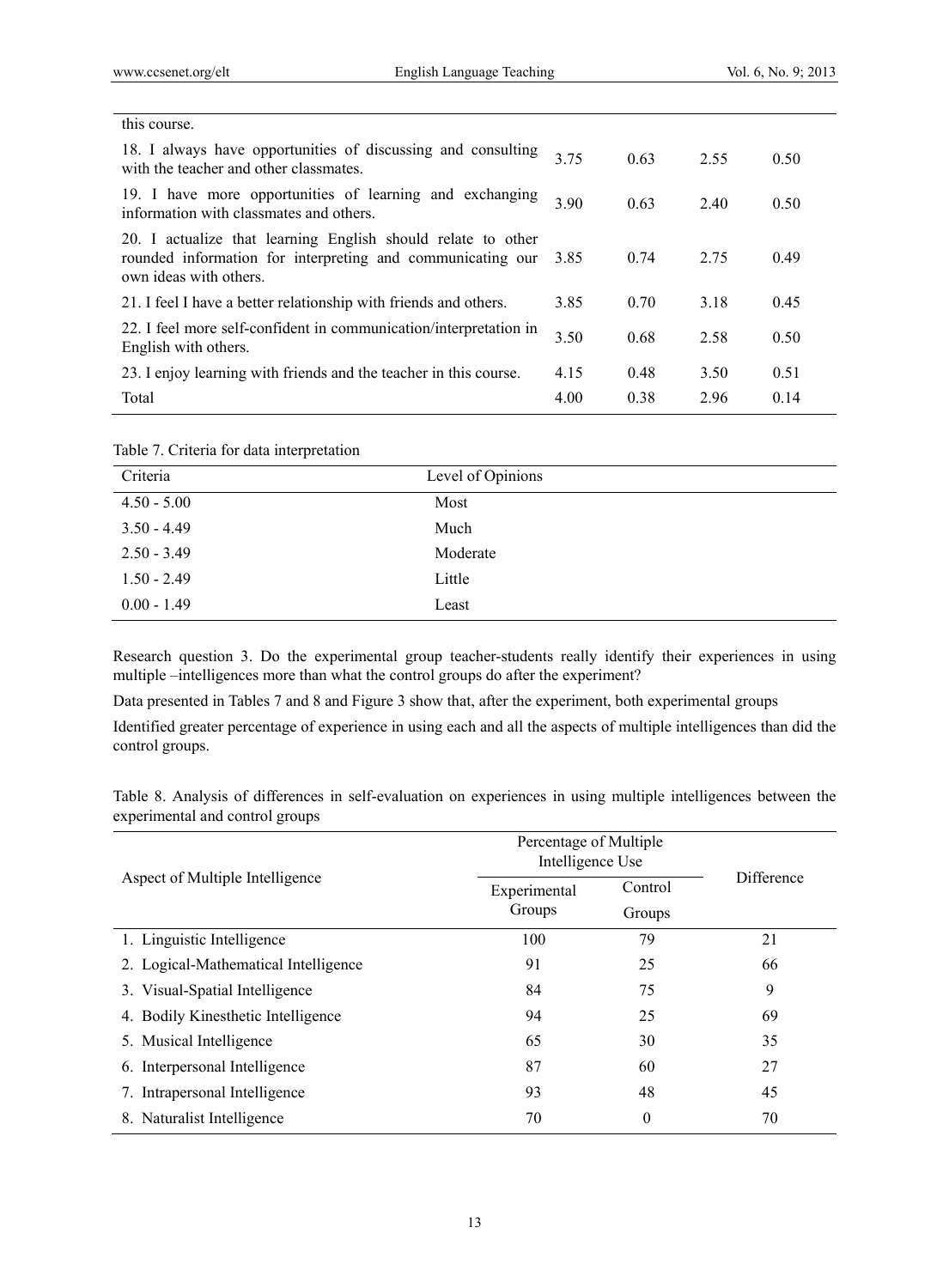| | | | | |
|---|---|---|---|---|
| this course. | | | | |
| 18. I always have opportunities of discussing and consulting with the teacher and other classmates. | 3.75 | 0.63 | 2.55 | 0.50 |
| 19. I have more opportunities of learning and exchanging information with classmates and others. | 3.90 | 0.63 | 2.40 | 0.50 |
| 20. I actualize that learning English should relate to other rounded information for interpreting and communicating our own ideas with others. | 3.85 | 0.74 | 2.75 | 0.49 |
| 21. I feel I have a better relationship with friends and others. | 3.85 | 0.70 | 3.18 | 0.45 |
| 22. I feel more self-confident in communication/interpretation in English with others. | 3.50 | 0.68 | 2.58 | 0.50 |
| 23. I enjoy learning with friends and the teacher in this course. | 4.15 | 0.48 | 3.50 | 0.51 |
| Total | 4.00 | 0.38 | 2.96 | 0.14 |

Table 7. Criteria for data interpretation

| Criteria | Level of Opinions |
|---|---|
| 4.50 - 5.00 | Most |
| 3.50 - 4.49 | Much |
| 2.50 - 3.49 | Moderate |
| 1.50 - 2.49 | Little |
| 0.00 - 1.49 | Least |

Research question 3. Do the experimental group teacher-students really identify their experiences in using multiple –intelligences more than what the control groups do after the experiment?

Data presented in Tables 7 and 8 and Figure 3 show that, after the experiment, both experimental groups

Identified greater percentage of experience in using each and all the aspects of multiple intelligences than did the control groups.

Table 8. Analysis of differences in self-evaluation on experiences in using multiple intelligences between the experimental and control groups

| Aspect of Multiple Intelligence | Percentage of Multiple Intelligence Use | | Difference |
|---|---|---|---|
| | Experimental Groups | Control Groups | |
| 1. Linguistic Intelligence | 100 | 79 | 21 |
| 2. Logical-Mathematical Intelligence | 91 | 25 | 66 |
| 3. Visual-Spatial Intelligence | 84 | 75 | 9 |
| 4. Bodily Kinesthetic Intelligence | 94 | 25 | 69 |
| 5. Musical Intelligence | 65 | 30 | 35 |
| 6. Interpersonal Intelligence | 87 | 60 | 27 |
| 7. Intrapersonal Intelligence | 93 | 48 | 45 |
| 8. Naturalist Intelligence | 70 | 0 | 70 |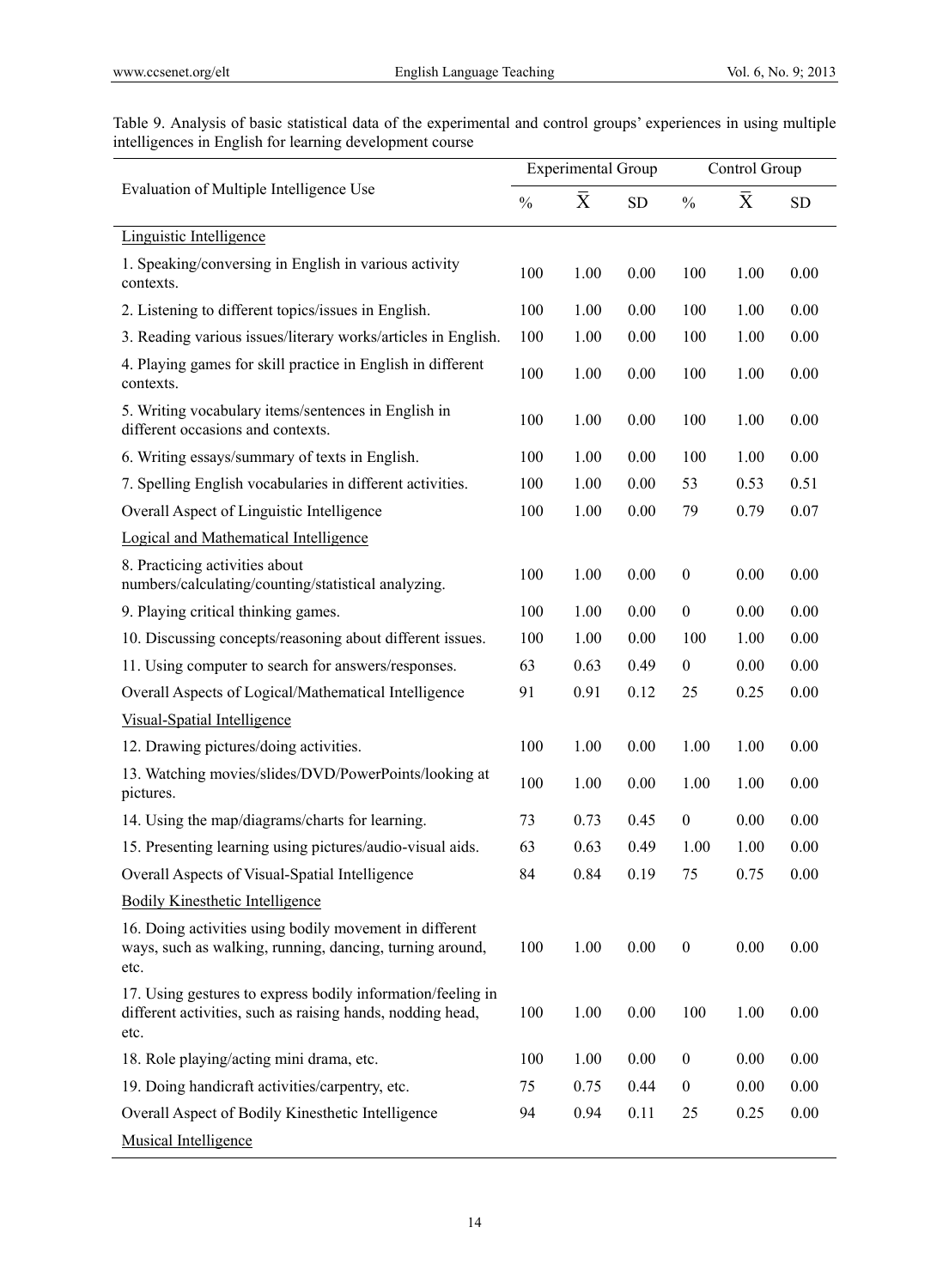Table 9. Analysis of basic statistical data of the experimental and control groups' experiences in using multiple intelligences in English for learning development course

| Evaluation of Multiple Intelligence Use | Experimental Group | | | Control Group | | |
|---|---|---|---|---|---|---|
| | % | $\bar{X}$ | SD | % | $\bar{X}$ | SD |
| Linguistic Intelligence | | | | | | |
| 1. Speaking/conversing in English in various activity contexts. | 100 | 1.00 | 0.00 | 100 | 1.00 | 0.00 |
| 2. Listening to different topics/issues in English. | 100 | 1.00 | 0.00 | 100 | 1.00 | 0.00 |
| 3. Reading various issues/literary works/articles in English. | 100 | 1.00 | 0.00 | 100 | 1.00 | 0.00 |
| 4. Playing games for skill practice in English in different contexts. | 100 | 1.00 | 0.00 | 100 | 1.00 | 0.00 |
| 5. Writing vocabulary items/sentences in English in different occasions and contexts. | 100 | 1.00 | 0.00 | 100 | 1.00 | 0.00 |
| 6. Writing essays/summary of texts in English. | 100 | 1.00 | 0.00 | 100 | 1.00 | 0.00 |
| 7. Spelling English vocabularies in different activities. | 100 | 1.00 | 0.00 | 53 | 0.53 | 0.51 |
| Overall Aspect of Linguistic Intelligence | 100 | 1.00 | 0.00 | 79 | 0.79 | 0.07 |
| Logical and Mathematical Intelligence | | | | | | |
| 8. Practicing activities about numbers/calculating/counting/statistical analyzing. | 100 | 1.00 | 0.00 | 0 | 0.00 | 0.00 |
| 9. Playing critical thinking games. | 100 | 1.00 | 0.00 | 0 | 0.00 | 0.00 |
| 10. Discussing concepts/reasoning about different issues. | 100 | 1.00 | 0.00 | 100 | 1.00 | 0.00 |
| 11. Using computer to search for answers/responses. | 63 | 0.63 | 0.49 | 0 | 0.00 | 0.00 |
| Overall Aspects of Logical/Mathematical Intelligence | 91 | 0.91 | 0.12 | 25 | 0.25 | 0.00 |
| Visual-Spatial Intelligence | | | | | | |
| 12. Drawing pictures/doing activities. | 100 | 1.00 | 0.00 | 1.00 | 1.00 | 0.00 |
| 13. Watching movies/slides/DVD/PowerPoints/looking at pictures. | 100 | 1.00 | 0.00 | 1.00 | 1.00 | 0.00 |
| 14. Using the map/diagrams/charts for learning. | 73 | 0.73 | 0.45 | 0 | 0.00 | 0.00 |
| 15. Presenting learning using pictures/audio-visual aids. | 63 | 0.63 | 0.49 | 1.00 | 1.00 | 0.00 |
| Overall Aspects of Visual-Spatial Intelligence | 84 | 0.84 | 0.19 | 75 | 0.75 | 0.00 |
| Bodily Kinesthetic Intelligence | | | | | | |
| 16. Doing activities using bodily movement in different ways, such as walking, running, dancing, turning around, etc. | 100 | 1.00 | 0.00 | 0 | 0.00 | 0.00 |
| 17. Using gestures to express bodily information/feeling in different activities, such as raising hands, nodding head, etc. | 100 | 1.00 | 0.00 | 100 | 1.00 | 0.00 |
| 18. Role playing/acting mini drama, etc. | 100 | 1.00 | 0.00 | 0 | 0.00 | 0.00 |
| 19. Doing handicraft activities/carpentry, etc. | 75 | 0.75 | 0.44 | 0 | 0.00 | 0.00 |
| Overall Aspect of Bodily Kinesthetic Intelligence | 94 | 0.94 | 0.11 | 25 | 0.25 | 0.00 |
| Musical Intelligence | | | | | | |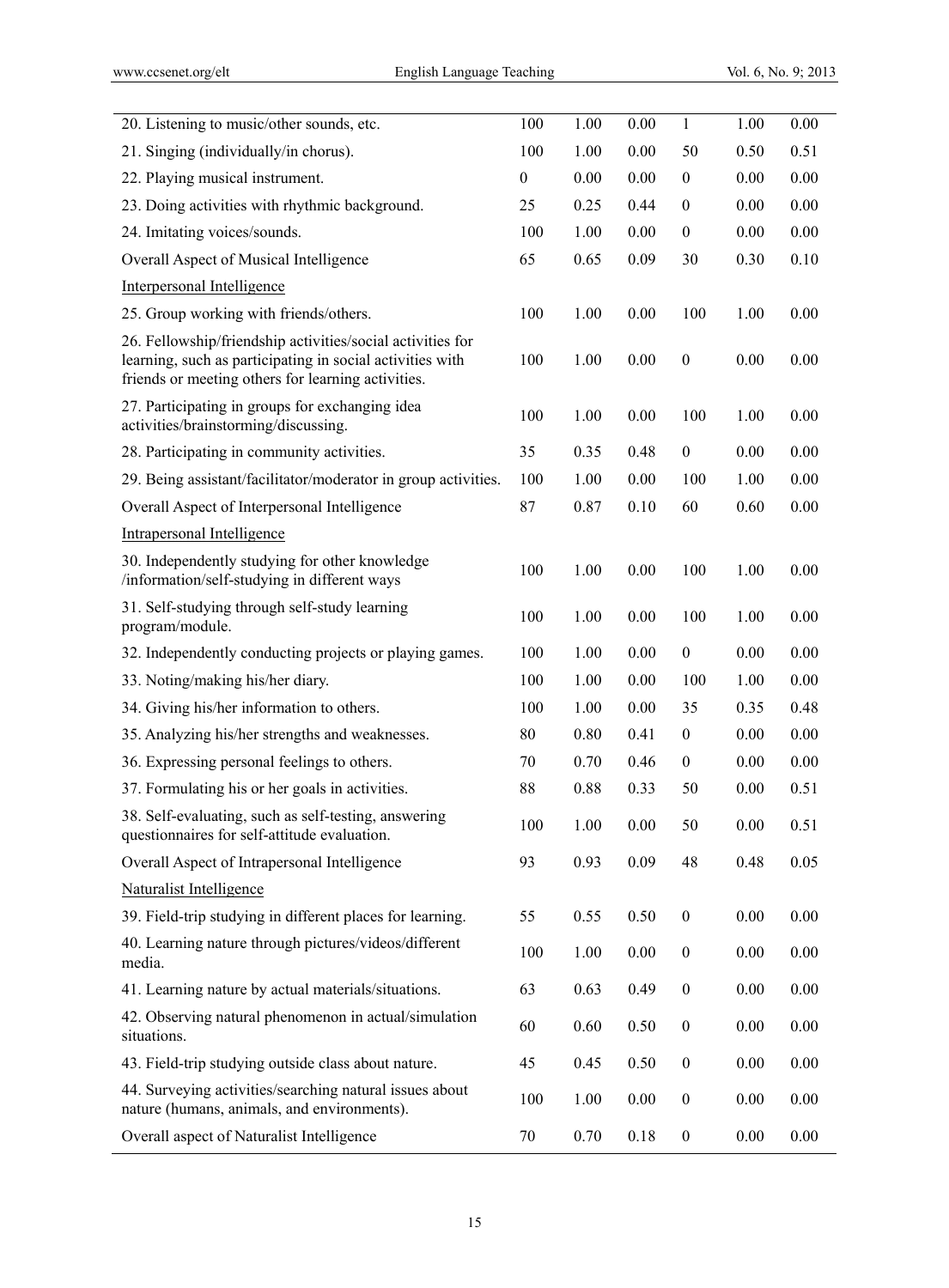| | | | | | | |
|---|---|---|---|---|---|---|
| 20. Listening to music/other sounds, etc. | 100 | 1.00 | 0.00 | 1 | 1.00 | 0.00 |
| 21. Singing (individually/in chorus). | 100 | 1.00 | 0.00 | 50 | 0.50 | 0.51 |
| 22. Playing musical instrument. | 0 | 0.00 | 0.00 | 0 | 0.00 | 0.00 |
| 23. Doing activities with rhythmic background. | 25 | 0.25 | 0.44 | 0 | 0.00 | 0.00 |
| 24. Imitating voices/sounds. | 100 | 1.00 | 0.00 | 0 | 0.00 | 0.00 |
| Overall Aspect of Musical Intelligence | 65 | 0.65 | 0.09 | 30 | 0.30 | 0.10 |
| Interpersonal Intelligence | | | | | | |
| 25. Group working with friends/others. | 100 | 1.00 | 0.00 | 100 | 1.00 | 0.00 |
| 26. Fellowship/friendship activities/social activities for learning, such as participating in social activities with friends or meeting others for learning activities. | 100 | 1.00 | 0.00 | 0 | 0.00 | 0.00 |
| 27. Participating in groups for exchanging idea activities/brainstorming/discussing. | 100 | 1.00 | 0.00 | 100 | 1.00 | 0.00 |
| 28. Participating in community activities. | 35 | 0.35 | 0.48 | 0 | 0.00 | 0.00 |
| 29. Being assistant/facilitator/moderator in group activities. | 100 | 1.00 | 0.00 | 100 | 1.00 | 0.00 |
| Overall Aspect of Interpersonal Intelligence | 87 | 0.87 | 0.10 | 60 | 0.60 | 0.00 |
| Intrapersonal Intelligence | | | | | | |
| 30. Independently studying for other knowledge /information/self-studying in different ways | 100 | 1.00 | 0.00 | 100 | 1.00 | 0.00 |
| 31. Self-studying through self-study learning program/module. | 100 | 1.00 | 0.00 | 100 | 1.00 | 0.00 |
| 32. Independently conducting projects or playing games. | 100 | 1.00 | 0.00 | 0 | 0.00 | 0.00 |
| 33. Noting/making his/her diary. | 100 | 1.00 | 0.00 | 100 | 1.00 | 0.00 |
| 34. Giving his/her information to others. | 100 | 1.00 | 0.00 | 35 | 0.35 | 0.48 |
| 35. Analyzing his/her strengths and weaknesses. | 80 | 0.80 | 0.41 | 0 | 0.00 | 0.00 |
| 36. Expressing personal feelings to others. | 70 | 0.70 | 0.46 | 0 | 0.00 | 0.00 |
| 37. Formulating his or her goals in activities. | 88 | 0.88 | 0.33 | 50 | 0.00 | 0.51 |
| 38. Self-evaluating, such as self-testing, answering questionnaires for self-attitude evaluation. | 100 | 1.00 | 0.00 | 50 | 0.00 | 0.51 |
| Overall Aspect of Intrapersonal Intelligence | 93 | 0.93 | 0.09 | 48 | 0.48 | 0.05 |
| Naturalist Intelligence | | | | | | |
| 39. Field-trip studying in different places for learning. | 55 | 0.55 | 0.50 | 0 | 0.00 | 0.00 |
| 40. Learning nature through pictures/videos/different media. | 100 | 1.00 | 0.00 | 0 | 0.00 | 0.00 |
| 41. Learning nature by actual materials/situations. | 63 | 0.63 | 0.49 | 0 | 0.00 | 0.00 |
| 42. Observing natural phenomenon in actual/simulation situations. | 60 | 0.60 | 0.50 | 0 | 0.00 | 0.00 |
| 43. Field-trip studying outside class about nature. | 45 | 0.45 | 0.50 | 0 | 0.00 | 0.00 |
| 44. Surveying activities/searching natural issues about nature (humans, animals, and environments). | 100 | 1.00 | 0.00 | 0 | 0.00 | 0.00 |
| Overall aspect of Naturalist Intelligence | 70 | 0.70 | 0.18 | 0 | 0.00 | 0.00 |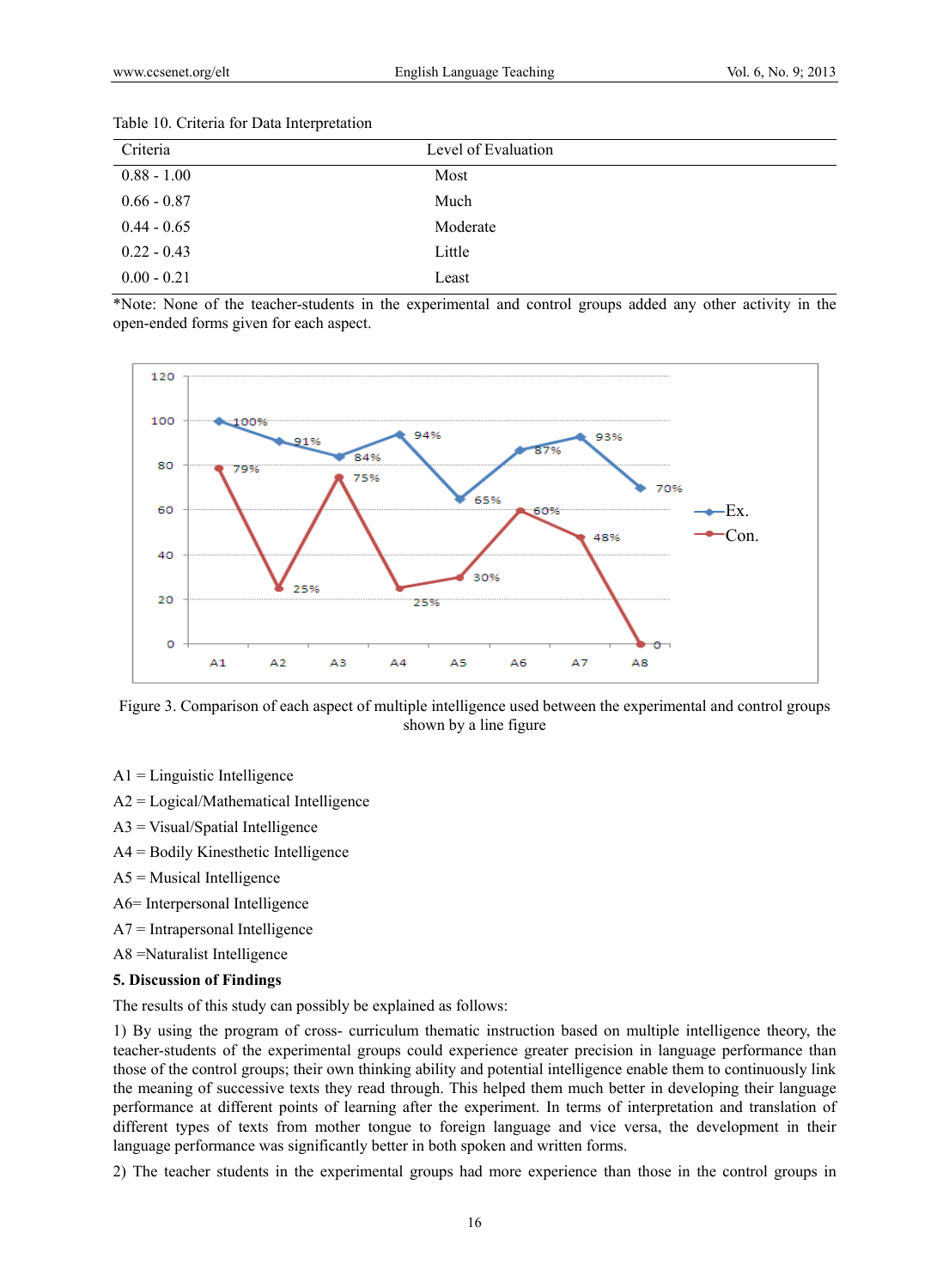Table 10. Criteria for Data Interpretation

| Criteria | Level of Evaluation |
|---|---|
| 0.88 - 1.00 | Most |
| 0.66 - 0.87 | Much |
| 0.44 - 0.65 | Moderate |
| 0.22 - 0.43 | Little |
| 0.00 - 0.21 | Least |

*Note: None of the teacher-students in the experimental and control groups added any other activity in the open-ended forms given for each aspect.

Figure 3. Comparison of each aspect of multiple intelligence used between the experimental and control groups shown by a line figure

A1 = Linguistic Intelligence

A2 = Logical/Mathematical Intelligence

A3 = Visual/Spatial Intelligence

A4 = Bodily Kinesthetic Intelligence

A5 = Musical Intelligence

A6= Interpersonal Intelligence

A7 = Intrapersonal Intelligence

A8 =Naturalist Intelligence

## 5. Discussion of Findings

The results of this study can possibly be explained as follows:

1) By using the program of cross- curriculum thematic instruction based on multiple intelligence theory, the teacher-students of the experimental groups could experience greater precision in language performance than those of the control groups; their own thinking ability and potential intelligence enable them to continuously link the meaning of successive texts they read through. This helped them much better in developing their language performance at different points of learning after the experiment. In terms of interpretation and translation of different types of texts from mother tongue to foreign language and vice versa, the development in their language performance was significantly better in both spoken and written forms.

2) The teacher students in the experimental groups had more experience than those in the control groups in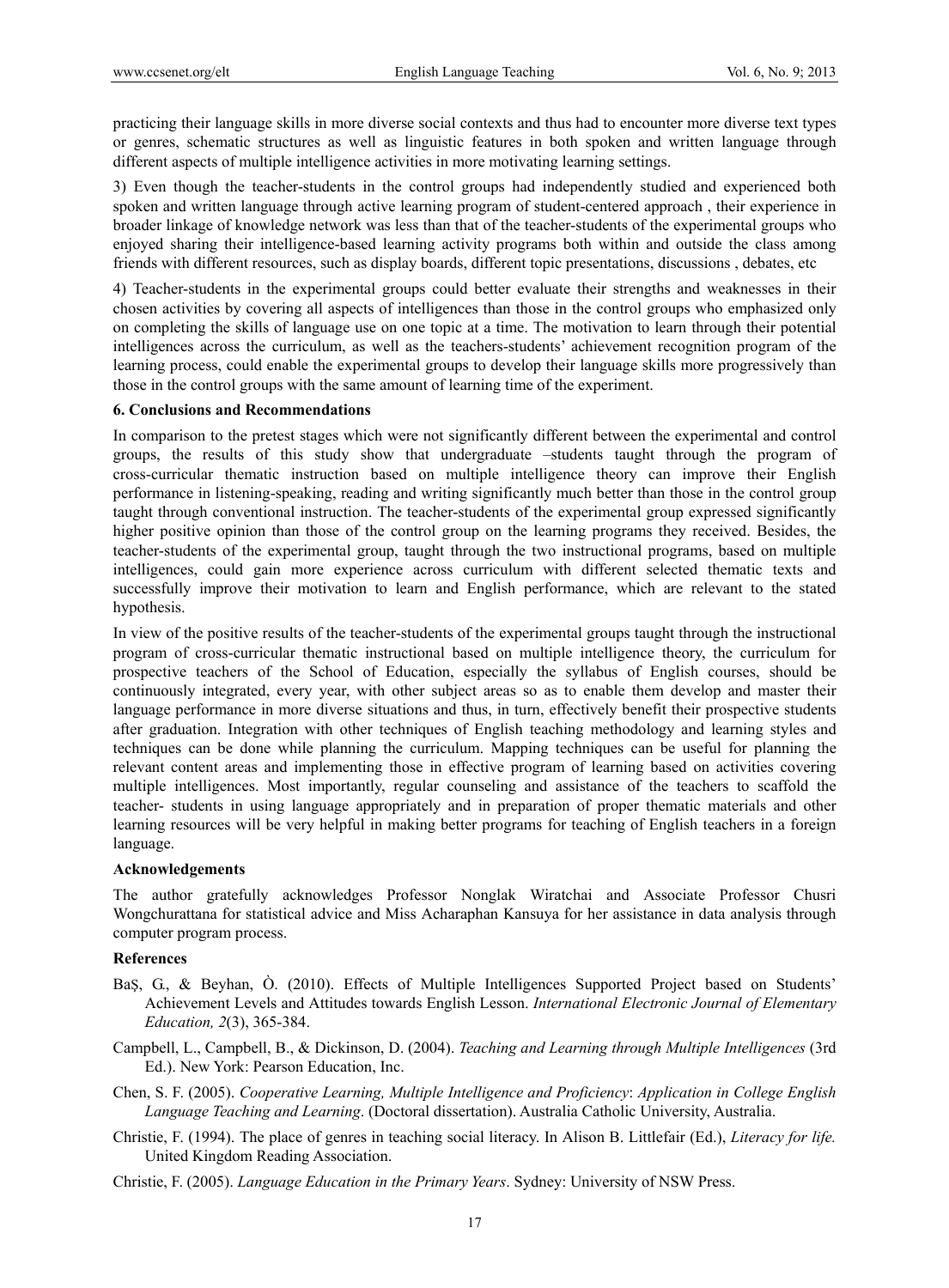practicing their language skills in more diverse social contexts and thus had to encounter more diverse text types or genres, schematic structures as well as linguistic features in both spoken and written language through different aspects of multiple intelligence activities in more motivating learning settings.

3) Even though the teacher-students in the control groups had independently studied and experienced both spoken and written language through active learning program of student-centered approach , their experience in broader linkage of knowledge network was less than that of the teacher-students of the experimental groups who enjoyed sharing their intelligence-based learning activity programs both within and outside the class among friends with different resources, such as display boards, different topic presentations, discussions , debates, etc

4) Teacher-students in the experimental groups could better evaluate their strengths and weaknesses in their chosen activities by covering all aspects of intelligences than those in the control groups who emphasized only on completing the skills of language use on one topic at a time. The motivation to learn through their potential intelligences across the curriculum, as well as the teachers-students' achievement recognition program of the learning process, could enable the experimental groups to develop their language skills more progressively than those in the control groups with the same amount of learning time of the experiment.

## 6. Conclusions and Recommendations

In comparison to the pretest stages which were not significantly different between the experimental and control groups, the results of this study show that undergraduate –students taught through the program of cross-curricular thematic instruction based on multiple intelligence theory can improve their English performance in listening-speaking, reading and writing significantly much better than those in the control group taught through conventional instruction. The teacher-students of the experimental group expressed significantly higher positive opinion than those of the control group on the learning programs they received. Besides, the teacher-students of the experimental group, taught through the two instructional programs, based on multiple intelligences, could gain more experience across curriculum with different selected thematic texts and successfully improve their motivation to learn and English performance, which are relevant to the stated hypothesis.

In view of the positive results of the teacher-students of the experimental groups taught through the instructional program of cross-curricular thematic instructional based on multiple intelligence theory, the curriculum for prospective teachers of the School of Education, especially the syllabus of English courses, should be continuously integrated, every year, with other subject areas so as to enable them develop and master their language performance in more diverse situations and thus, in turn, effectively benefit their prospective students after graduation. Integration with other techniques of English teaching methodology and learning styles and techniques can be done while planning the curriculum. Mapping techniques can be useful for planning the relevant content areas and implementing those in effective program of learning based on activities covering multiple intelligences. Most importantly, regular counseling and assistance of the teachers to scaffold the teacher- students in using language appropriately and in preparation of proper thematic materials and other learning resources will be very helpful in making better programs for teaching of English teachers in a foreign language.

## Acknowledgements

The author gratefully acknowledges Professor Nonglak Wiratchai and Associate Professor Chusri Wongchurattana for statistical advice and Miss Acharaphan Kansuya for her assistance in data analysis through computer program process.

## References

BaŞ, G., & Beyhan, Ò. (2010). Effects of Multiple Intelligences Supported Project based on Students' Achievement Levels and Attitudes towards English Lesson. *International Electronic Journal of Elementary Education, 2*(3), 365-384.

Campbell, L., Campbell, B., & Dickinson, D. (2004). *Teaching and Learning through Multiple Intelligences* (3rd Ed.). New York: Pearson Education, Inc.

Chen, S. F. (2005). *Cooperative Learning, Multiple Intelligence and Proficiency*: *Application in College English Language Teaching and Learning*. (Doctoral dissertation). Australia Catholic University, Australia.

Christie, F. (1994). The place of genres in teaching social literacy. In Alison B. Littlefair (Ed.), *Literacy for life.* United Kingdom Reading Association.

Christie, F. (2005). *Language Education in the Primary Years*. Sydney: University of NSW Press.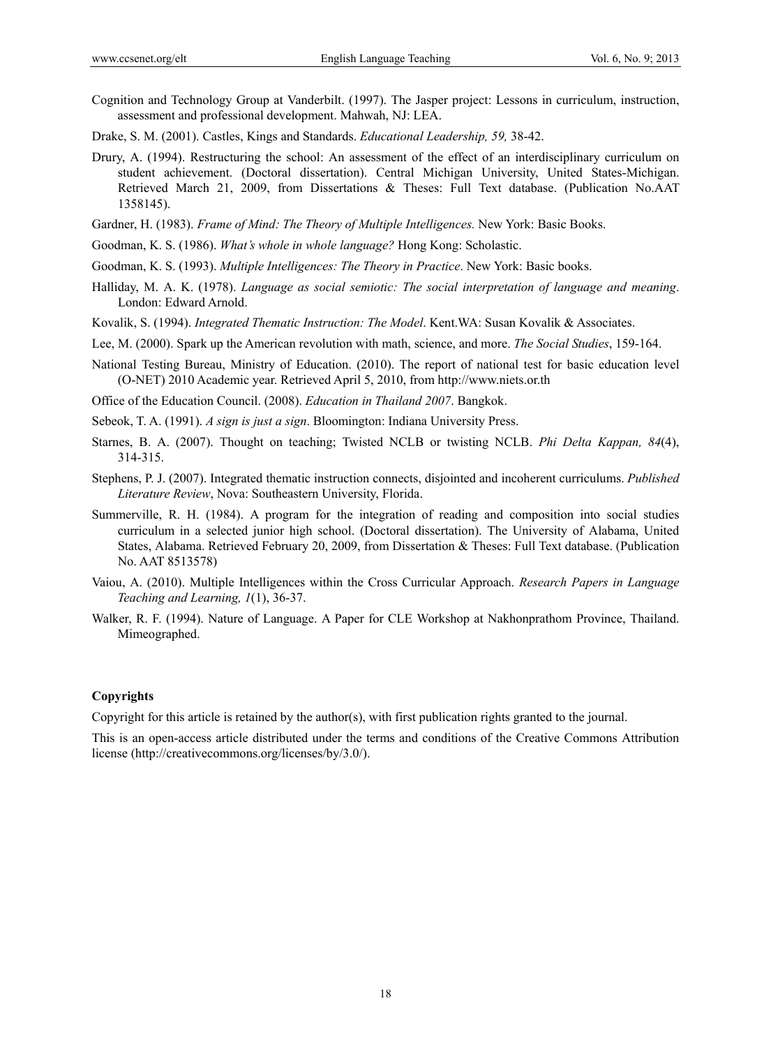Cognition and Technology Group at Vanderbilt. (1997). The Jasper project: Lessons in curriculum, instruction, assessment and professional development. Mahwah, NJ: LEA.

Drake, S. M. (2001). Castles, Kings and Standards. *Educational Leadership, 59,* 38-42.

Drury, A. (1994). Restructuring the school: An assessment of the effect of an interdisciplinary curriculum on student achievement. (Doctoral dissertation). Central Michigan University, United States-Michigan. Retrieved March 21, 2009, from Dissertations & Theses: Full Text database. (Publication No.AAT 1358145).

Gardner, H. (1983). *Frame of Mind: The Theory of Multiple Intelligences.* New York: Basic Books.

Goodman, K. S. (1986). *What's whole in whole language?* Hong Kong: Scholastic.

Goodman, K. S. (1993). *Multiple Intelligences: The Theory in Practice*. New York: Basic books.

Halliday, M. A. K. (1978). *Language as social semiotic: The social interpretation of language and meaning*. London: Edward Arnold.

Kovalik, S. (1994). *Integrated Thematic Instruction: The Model*. Kent.WA: Susan Kovalik & Associates.

Lee, M. (2000). Spark up the American revolution with math, science, and more. *The Social Studies*, 159-164.

National Testing Bureau, Ministry of Education. (2010). The report of national test for basic education level (O-NET) 2010 Academic year. Retrieved April 5, 2010, from http://www.niets.or.th

Office of the Education Council. (2008). *Education in Thailand 2007*. Bangkok.

Sebeok, T. A. (1991). *A sign is just a sign*. Bloomington: Indiana University Press.

Starnes, B. A. (2007). Thought on teaching; Twisted NCLB or twisting NCLB. *Phi Delta Kappan, 84*(4), 314-315.

Stephens, P. J. (2007). Integrated thematic instruction connects, disjointed and incoherent curriculums. *Published Literature Review*, Nova: Southeastern University, Florida.

Summerville, R. H. (1984). A program for the integration of reading and composition into social studies curriculum in a selected junior high school. (Doctoral dissertation). The University of Alabama, United States, Alabama. Retrieved February 20, 2009, from Dissertation & Theses: Full Text database. (Publication No. AAT 8513578)

Vaiou, A. (2010). Multiple Intelligences within the Cross Curricular Approach. *Research Papers in Language Teaching and Learning, 1*(1), 36-37.

Walker, R. F. (1994). Nature of Language. A Paper for CLE Workshop at Nakhonprathom Province, Thailand. Mimeographed.

**Copyrights**

Copyright for this article is retained by the author(s), with first publication rights granted to the journal.

This is an open-access article distributed under the terms and conditions of the Creative Commons Attribution license (http://creativecommons.org/licenses/by/3.0/).